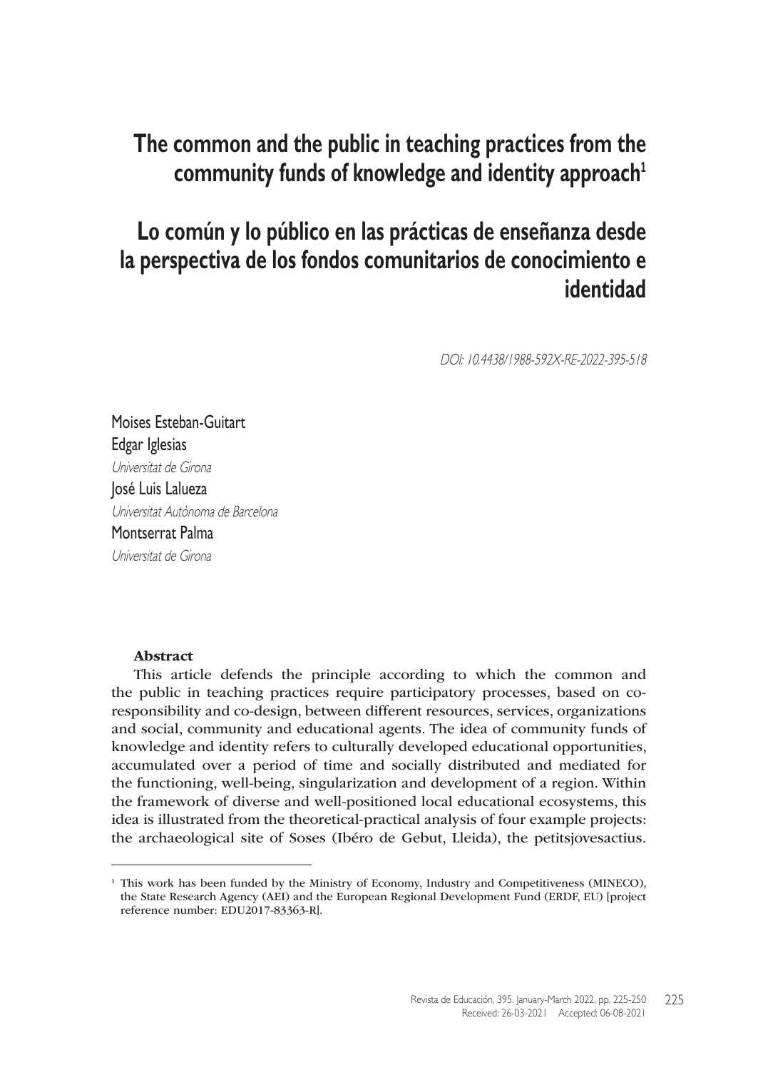# The common and the public in teaching practices from the community funds of knowledge and identity approach[1]

# Lo común y lo público en las prácticas de enseñanza desde la perspectiva de los fondos comunitarios de conocimiento e identidad

*DOI: 10.4438/1988-592X-RE-2022-395-518*

Moises Esteban-Guitart
Edgar Iglesias
*Universitat de Girona*
José Luis Lalueza
*Universitat Autònoma de Barcelona*
Montserrat Palma
*Universitat de Girona*

**Abstract**

This article defends the principle according to which the common and the public in teaching practices require participatory processes, based on co-responsibility and co-design, between different resources, services, organizations and social, community and educational agents. The idea of community funds of knowledge and identity refers to culturally developed educational opportunities, accumulated over a period of time and socially distributed and mediated for the functioning, well-being, singularization and development of a region. Within the framework of diverse and well-positioned local educational ecosystems, this idea is illustrated from the theoretical-practical analysis of four example projects: the archaeological site of Soses (Ibéro de Gebut, Lleida), the petitsjovesactius.

[1] This work has been funded by the Ministry of Economy, Industry and Competitiveness (MINECO), the State Research Agency (AEI) and the European Regional Development Fund (ERDF, EU) [project reference number: EDU2017-83363-R].

Received: 26-03-2021 Accepted: 06-08-2021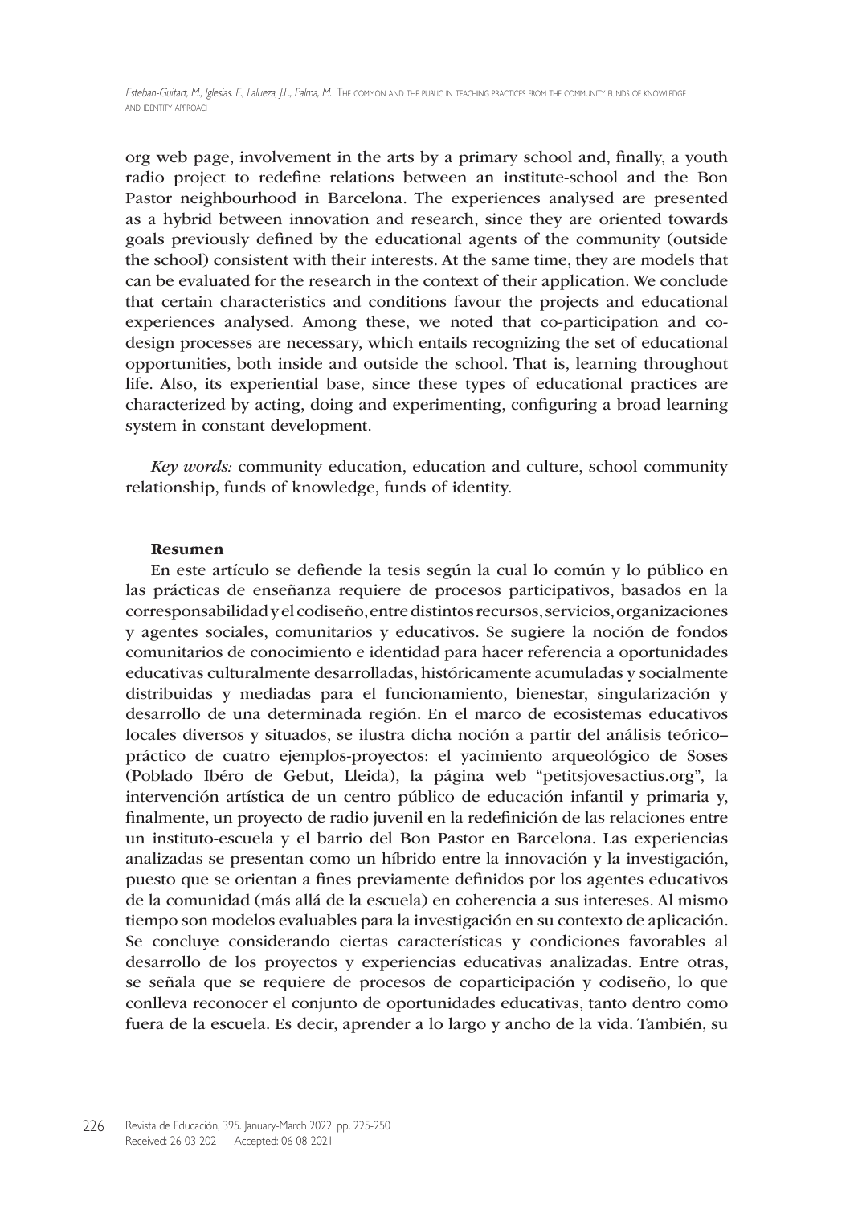org web page, involvement in the arts by a primary school and, finally, a youth radio project to redefine relations between an institute-school and the Bon Pastor neighbourhood in Barcelona. The experiences analysed are presented as a hybrid between innovation and research, since they are oriented towards goals previously defined by the educational agents of the community (outside the school) consistent with their interests. At the same time, they are models that can be evaluated for the research in the context of their application. We conclude that certain characteristics and conditions favour the projects and educational experiences analysed. Among these, we noted that co-participation and co-design processes are necessary, which entails recognizing the set of educational opportunities, both inside and outside the school. That is, learning throughout life. Also, its experiential base, since these types of educational practices are characterized by acting, doing and experimenting, configuring a broad learning system in constant development.

*Key words:* community education, education and culture, school community relationship, funds of knowledge, funds of identity.

**Resumen**

En este artículo se defiende la tesis según la cual lo común y lo público en las prácticas de enseñanza requiere de procesos participativos, basados en la corresponsabilidad y el codiseño, entre distintos recursos, servicios, organizaciones y agentes sociales, comunitarios y educativos. Se sugiere la noción de fondos comunitarios de conocimiento e identidad para hacer referencia a oportunidades educativas culturalmente desarrolladas, históricamente acumuladas y socialmente distribuidas y mediadas para el funcionamiento, bienestar, singularización y desarrollo de una determinada región. En el marco de ecosistemas educativos locales diversos y situados, se ilustra dicha noción a partir del análisis teórico–práctico de cuatro ejemplos-proyectos: el yacimiento arqueológico de Soses (Poblado Ibéro de Gebut, Lleida), la página web "petitsjovesactius.org", la intervención artística de un centro público de educación infantil y primaria y, finalmente, un proyecto de radio juvenil en la redefinición de las relaciones entre un instituto-escuela y el barrio del Bon Pastor en Barcelona. Las experiencias analizadas se presentan como un híbrido entre la innovación y la investigación, puesto que se orientan a fines previamente definidos por los agentes educativos de la comunidad (más allá de la escuela) en coherencia a sus intereses. Al mismo tiempo son modelos evaluables para la investigación en su contexto de aplicación. Se concluye considerando ciertas características y condiciones favorables al desarrollo de los proyectos y experiencias educativas analizadas. Entre otras, se señala que se requiere de procesos de coparticipación y codiseño, lo que conlleva reconocer el conjunto de oportunidades educativas, tanto dentro como fuera de la escuela. Es decir, aprender a lo largo y ancho de la vida. También, su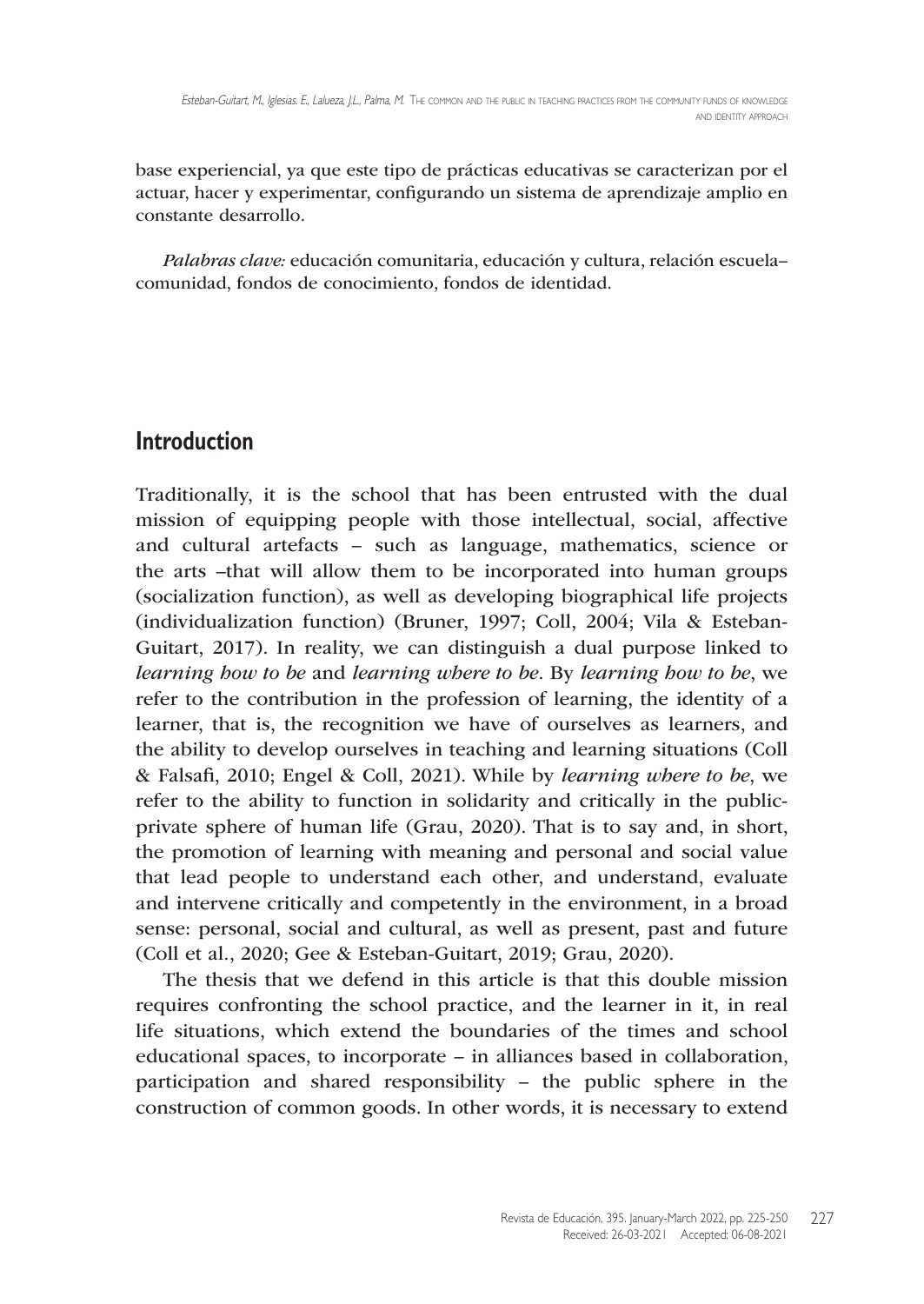base experiencial, ya que este tipo de prácticas educativas se caracterizan por el actuar, hacer y experimentar, configurando un sistema de aprendizaje amplio en constante desarrollo.

*Palabras clave:* educación comunitaria, educación y cultura, relación escuela–comunidad, fondos de conocimiento, fondos de identidad.

## Introduction

Traditionally, it is the school that has been entrusted with the dual mission of equipping people with those intellectual, social, affective and cultural artefacts – such as language, mathematics, science or the arts –that will allow them to be incorporated into human groups (socialization function), as well as developing biographical life projects (individualization function) (Bruner, 1997; Coll, 2004; Vila & Esteban-Guitart, 2017). In reality, we can distinguish a dual purpose linked to *learning how to be* and *learning where to be*. By *learning how to be*, we refer to the contribution in the profession of learning, the identity of a learner, that is, the recognition we have of ourselves as learners, and the ability to develop ourselves in teaching and learning situations (Coll & Falsafi, 2010; Engel & Coll, 2021). While by *learning where to be*, we refer to the ability to function in solidarity and critically in the public-private sphere of human life (Grau, 2020). That is to say and, in short, the promotion of learning with meaning and personal and social value that lead people to understand each other, and understand, evaluate and intervene critically and competently in the environment, in a broad sense: personal, social and cultural, as well as present, past and future (Coll et al., 2020; Gee & Esteban-Guitart, 2019; Grau, 2020).

The thesis that we defend in this article is that this double mission requires confronting the school practice, and the learner in it, in real life situations, which extend the boundaries of the times and school educational spaces, to incorporate – in alliances based in collaboration, participation and shared responsibility – the public sphere in the construction of common goods. In other words, it is necessary to extend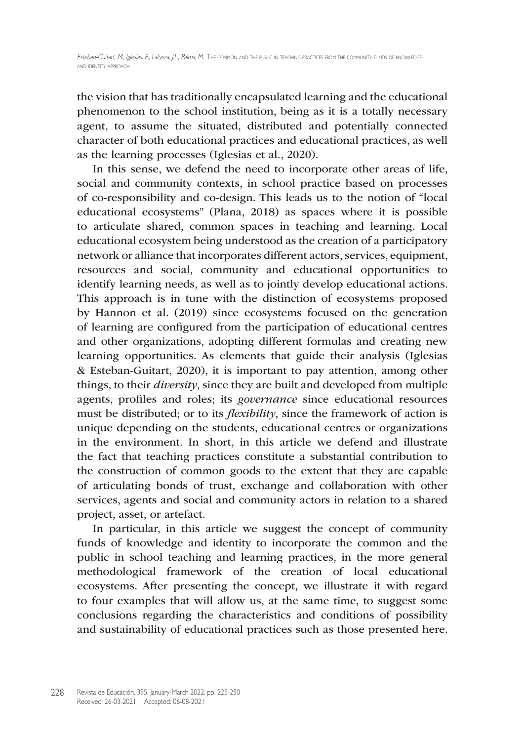the vision that has traditionally encapsulated learning and the educational phenomenon to the school institution, being as it is a totally necessary agent, to assume the situated, distributed and potentially connected character of both educational practices and educational practices, as well as the learning processes (Iglesias et al., 2020).

In this sense, we defend the need to incorporate other areas of life, social and community contexts, in school practice based on processes of co-responsibility and co-design. This leads us to the notion of "local educational ecosystems" (Plana, 2018) as spaces where it is possible to articulate shared, common spaces in teaching and learning. Local educational ecosystem being understood as the creation of a participatory network or alliance that incorporates different actors, services, equipment, resources and social, community and educational opportunities to identify learning needs, as well as to jointly develop educational actions. This approach is in tune with the distinction of ecosystems proposed by Hannon et al. (2019) since ecosystems focused on the generation of learning are configured from the participation of educational centres and other organizations, adopting different formulas and creating new learning opportunities. As elements that guide their analysis (Iglesias & Esteban-Guitart, 2020), it is important to pay attention, among other things, to their *diversity*, since they are built and developed from multiple agents, profiles and roles; its *governance* since educational resources must be distributed; or to its *flexibility*, since the framework of action is unique depending on the students, educational centres or organizations in the environment. In short, in this article we defend and illustrate the fact that teaching practices constitute a substantial contribution to the construction of common goods to the extent that they are capable of articulating bonds of trust, exchange and collaboration with other services, agents and social and community actors in relation to a shared project, asset, or artefact.

In particular, in this article we suggest the concept of community funds of knowledge and identity to incorporate the common and the public in school teaching and learning practices, in the more general methodological framework of the creation of local educational ecosystems. After presenting the concept, we illustrate it with regard to four examples that will allow us, at the same time, to suggest some conclusions regarding the characteristics and conditions of possibility and sustainability of educational practices such as those presented here.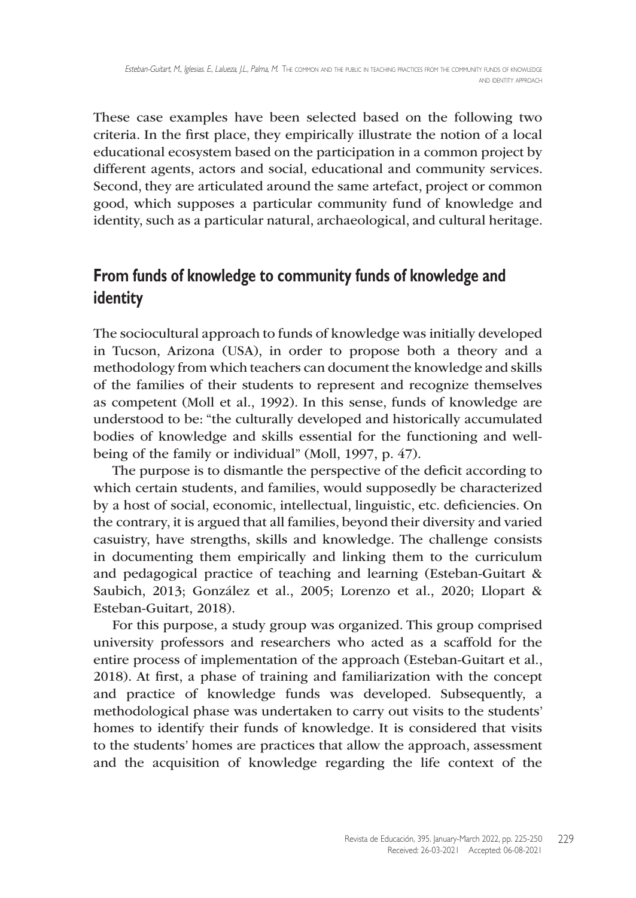These case examples have been selected based on the following two criteria. In the first place, they empirically illustrate the notion of a local educational ecosystem based on the participation in a common project by different agents, actors and social, educational and community services. Second, they are articulated around the same artefact, project or common good, which supposes a particular community fund of knowledge and identity, such as a particular natural, archaeological, and cultural heritage.

## From funds of knowledge to community funds of knowledge and identity

The sociocultural approach to funds of knowledge was initially developed in Tucson, Arizona (USA), in order to propose both a theory and a methodology from which teachers can document the knowledge and skills of the families of their students to represent and recognize themselves as competent (Moll et al., 1992). In this sense, funds of knowledge are understood to be: "the culturally developed and historically accumulated bodies of knowledge and skills essential for the functioning and well-being of the family or individual" (Moll, 1997, p. 47).

The purpose is to dismantle the perspective of the deficit according to which certain students, and families, would supposedly be characterized by a host of social, economic, intellectual, linguistic, etc. deficiencies. On the contrary, it is argued that all families, beyond their diversity and varied casuistry, have strengths, skills and knowledge. The challenge consists in documenting them empirically and linking them to the curriculum and pedagogical practice of teaching and learning (Esteban-Guitart & Saubich, 2013; González et al., 2005; Lorenzo et al., 2020; Llopart & Esteban-Guitart, 2018).

For this purpose, a study group was organized. This group comprised university professors and researchers who acted as a scaffold for the entire process of implementation of the approach (Esteban-Guitart et al., 2018). At first, a phase of training and familiarization with the concept and practice of knowledge funds was developed. Subsequently, a methodological phase was undertaken to carry out visits to the students' homes to identify their funds of knowledge. It is considered that visits to the students' homes are practices that allow the approach, assessment and the acquisition of knowledge regarding the life context of the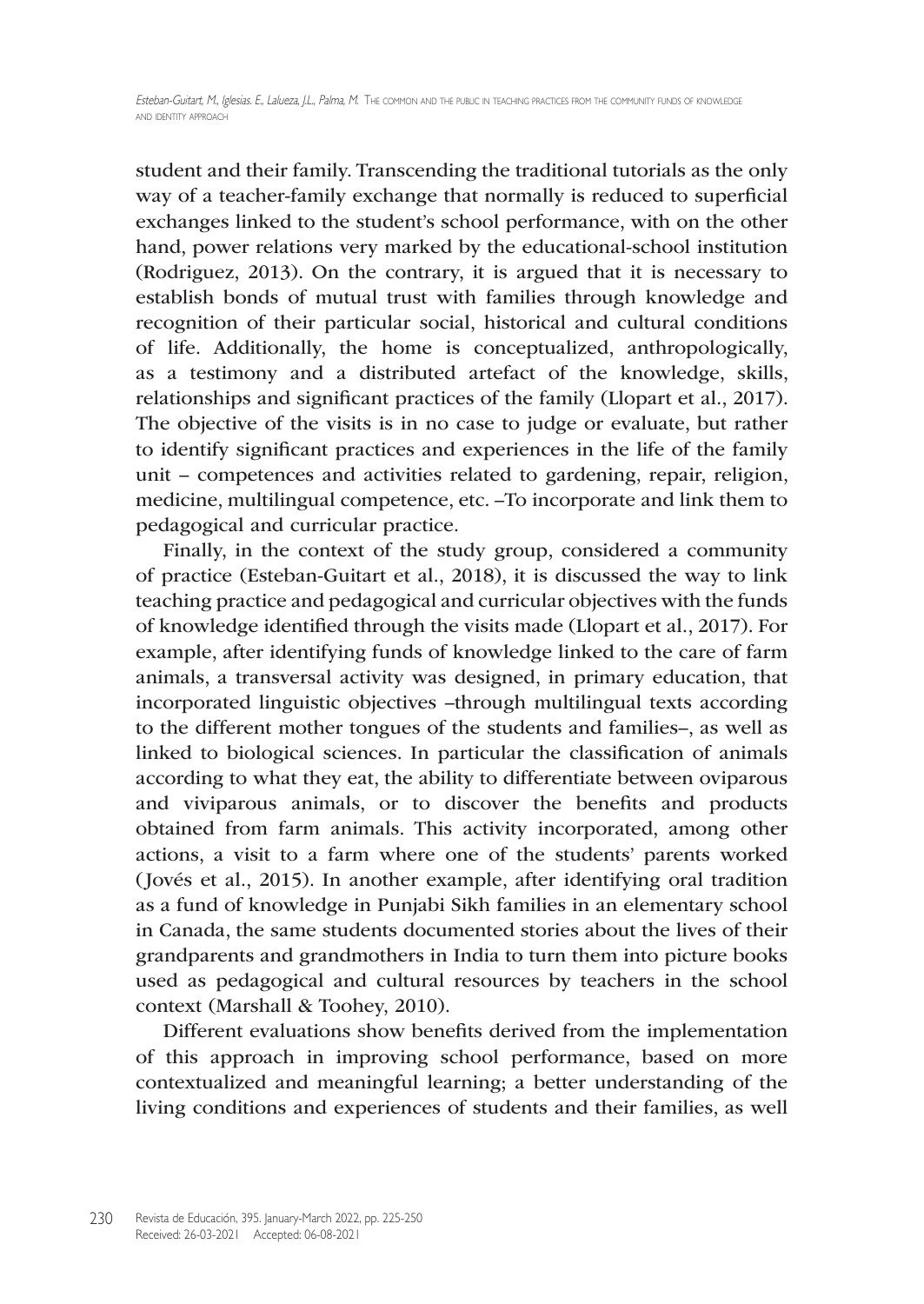student and their family. Transcending the traditional tutorials as the only way of a teacher-family exchange that normally is reduced to superficial exchanges linked to the student's school performance, with on the other hand, power relations very marked by the educational-school institution (Rodriguez, 2013). On the contrary, it is argued that it is necessary to establish bonds of mutual trust with families through knowledge and recognition of their particular social, historical and cultural conditions of life. Additionally, the home is conceptualized, anthropologically, as a testimony and a distributed artefact of the knowledge, skills, relationships and significant practices of the family (Llopart et al., 2017). The objective of the visits is in no case to judge or evaluate, but rather to identify significant practices and experiences in the life of the family unit – competences and activities related to gardening, repair, religion, medicine, multilingual competence, etc. –To incorporate and link them to pedagogical and curricular practice.

Finally, in the context of the study group, considered a community of practice (Esteban-Guitart et al., 2018), it is discussed the way to link teaching practice and pedagogical and curricular objectives with the funds of knowledge identified through the visits made (Llopart et al., 2017). For example, after identifying funds of knowledge linked to the care of farm animals, a transversal activity was designed, in primary education, that incorporated linguistic objectives –through multilingual texts according to the different mother tongues of the students and families–, as well as linked to biological sciences. In particular the classification of animals according to what they eat, the ability to differentiate between oviparous and viviparous animals, or to discover the benefits and products obtained from farm animals. This activity incorporated, among other actions, a visit to a farm where one of the students' parents worked (Jovés et al., 2015). In another example, after identifying oral tradition as a fund of knowledge in Punjabi Sikh families in an elementary school in Canada, the same students documented stories about the lives of their grandparents and grandmothers in India to turn them into picture books used as pedagogical and cultural resources by teachers in the school context (Marshall & Toohey, 2010).

Different evaluations show benefits derived from the implementation of this approach in improving school performance, based on more contextualized and meaningful learning; a better understanding of the living conditions and experiences of students and their families, as well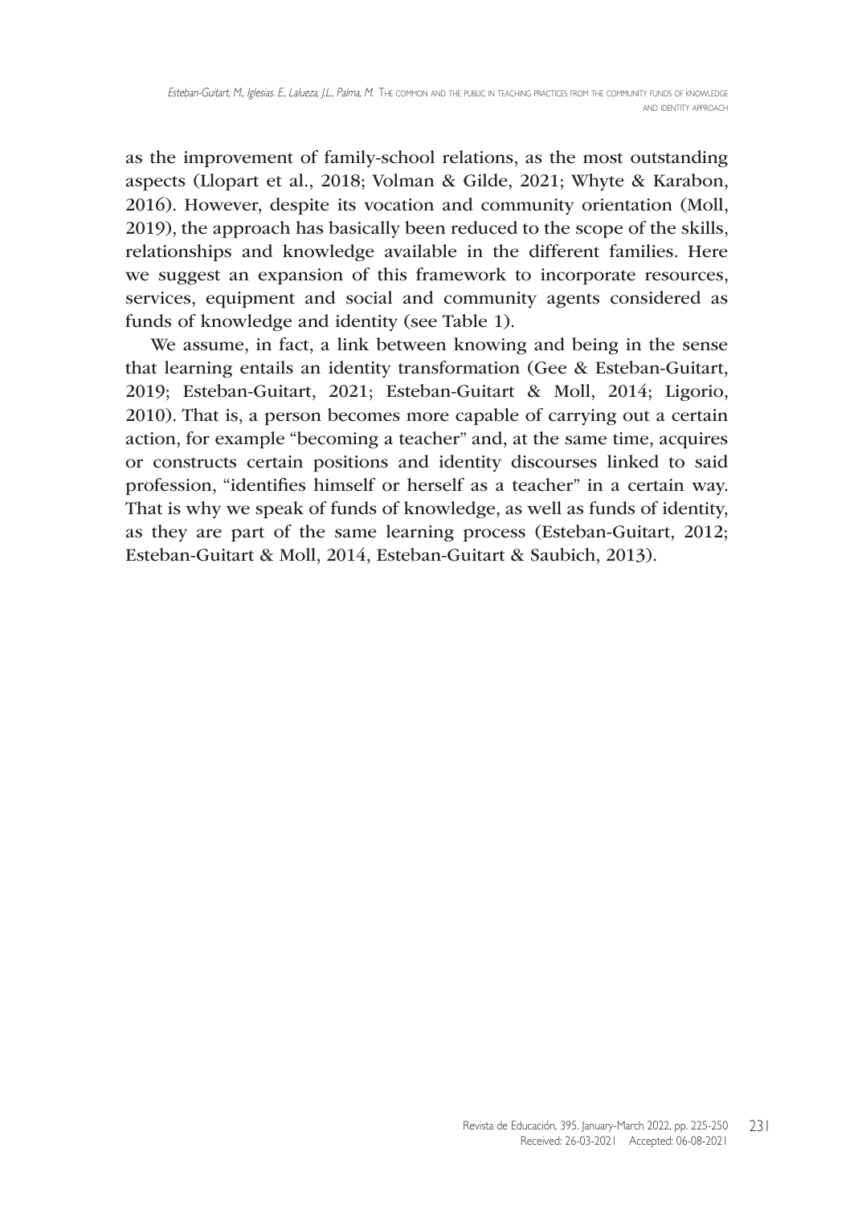as the improvement of family-school relations, as the most outstanding aspects (Llopart et al., 2018; Volman & Gilde, 2021; Whyte & Karabon, 2016). However, despite its vocation and community orientation (Moll, 2019), the approach has basically been reduced to the scope of the skills, relationships and knowledge available in the different families. Here we suggest an expansion of this framework to incorporate resources, services, equipment and social and community agents considered as funds of knowledge and identity (see Table 1).

We assume, in fact, a link between knowing and being in the sense that learning entails an identity transformation (Gee & Esteban-Guitart, 2019; Esteban-Guitart, 2021; Esteban-Guitart & Moll, 2014; Ligorio, 2010). That is, a person becomes more capable of carrying out a certain action, for example "becoming a teacher" and, at the same time, acquires or constructs certain positions and identity discourses linked to said profession, "identifies himself or herself as a teacher" in a certain way. That is why we speak of funds of knowledge, as well as funds of identity, as they are part of the same learning process (Esteban-Guitart, 2012; Esteban-Guitart & Moll, 2014, Esteban-Guitart & Saubich, 2013).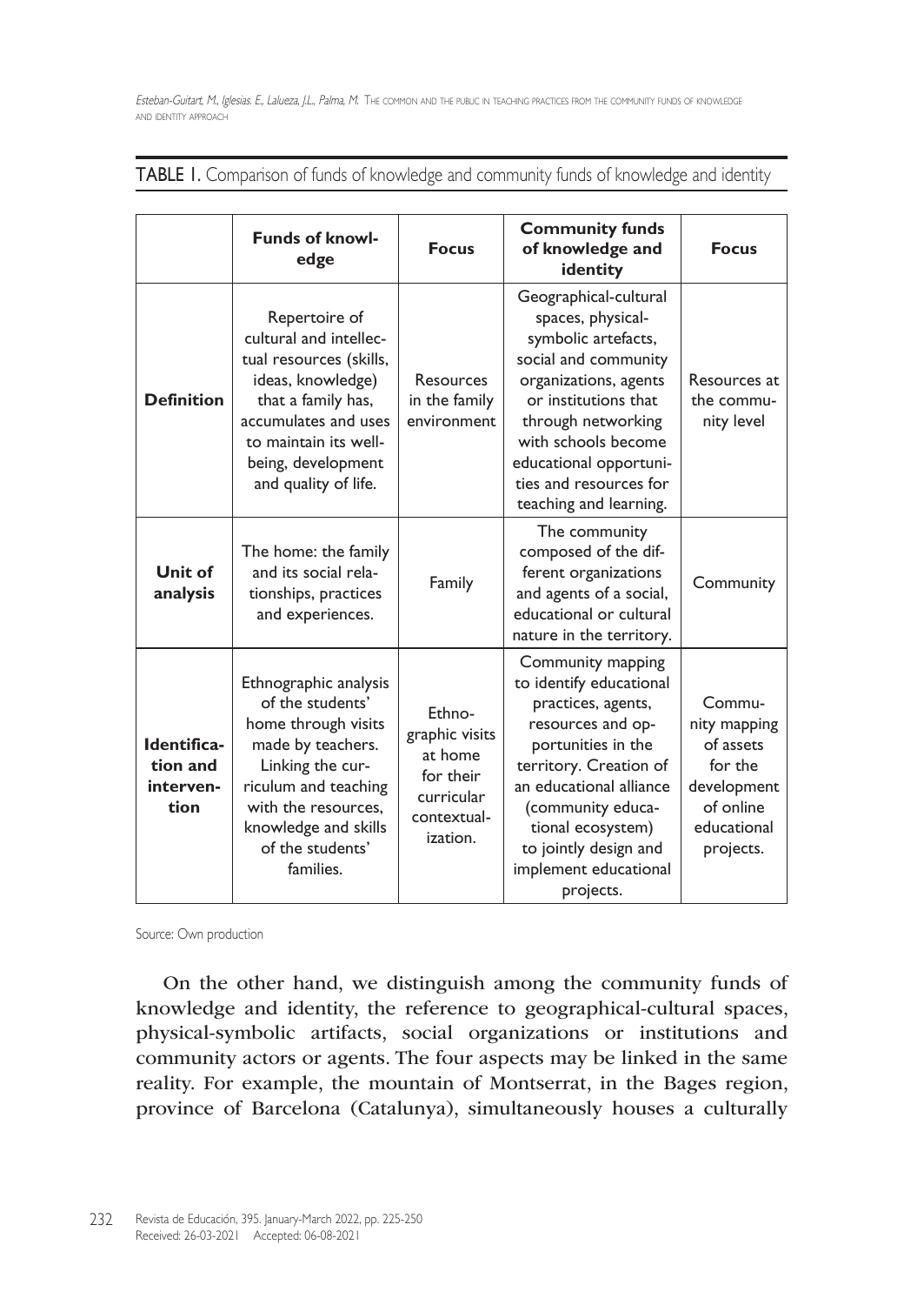TABLE 1. Comparison of funds of knowledge and community funds of knowledge and identity

| | Funds of knowledge | Focus | Community funds of knowledge and identity | Focus |
|---|---|---|---|---|
| **Definition** | Repertoire of cultural and intellectual resources (skills, ideas, knowledge) that a family has, accumulates and uses to maintain its well-being, development and quality of life. | Resources in the family environment | Geographical-cultural spaces, physical-symbolic artefacts, social and community organizations, agents or institutions that through networking with schools become educational opportunities and resources for teaching and learning. | Resources at the community level |
| **Unit of analysis** | The home: the family and its social relationships, practices and experiences. | Family | The community composed of the different organizations and agents of a social, educational or cultural nature in the territory. | Community |
| **Identification and intervention** | Ethnographic analysis of the students' home through visits made by teachers. Linking the curriculum and teaching with the resources, knowledge and skills of the students' families. | Ethnographic visits at home for their curricular contextualization. | Community mapping to identify educational practices, agents, resources and opportunities in the territory. Creation of an educational alliance (community educational ecosystem) to jointly design and implement educational projects. | Community mapping of assets for the development of online educational projects. |

Source: Own production

On the other hand, we distinguish among the community funds of knowledge and identity, the reference to geographical-cultural spaces, physical-symbolic artifacts, social organizations or institutions and community actors or agents. The four aspects may be linked in the same reality. For example, the mountain of Montserrat, in the Bages region, province of Barcelona (Catalunya), simultaneously houses a culturally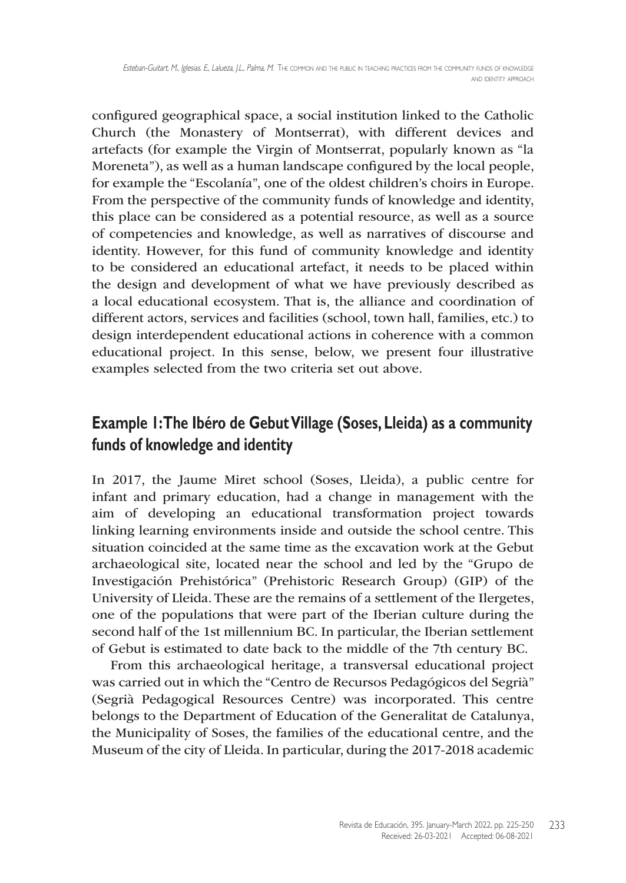configured geographical space, a social institution linked to the Catholic Church (the Monastery of Montserrat), with different devices and artefacts (for example the Virgin of Montserrat, popularly known as "la Moreneta"), as well as a human landscape configured by the local people, for example the "Escolanía", one of the oldest children's choirs in Europe. From the perspective of the community funds of knowledge and identity, this place can be considered as a potential resource, as well as a source of competencies and knowledge, as well as narratives of discourse and identity. However, for this fund of community knowledge and identity to be considered an educational artefact, it needs to be placed within the design and development of what we have previously described as a local educational ecosystem. That is, the alliance and coordination of different actors, services and facilities (school, town hall, families, etc.) to design interdependent educational actions in coherence with a common educational project. In this sense, below, we present four illustrative examples selected from the two criteria set out above.

## Example 1: The Ibéro de Gebut Village (Soses, Lleida) as a community funds of knowledge and identity

In 2017, the Jaume Miret school (Soses, Lleida), a public centre for infant and primary education, had a change in management with the aim of developing an educational transformation project towards linking learning environments inside and outside the school centre. This situation coincided at the same time as the excavation work at the Gebut archaeological site, located near the school and led by the "Grupo de Investigación Prehistórica" (Prehistoric Research Group) (GIP) of the University of Lleida. These are the remains of a settlement of the Ilergetes, one of the populations that were part of the Iberian culture during the second half of the 1st millennium BC. In particular, the Iberian settlement of Gebut is estimated to date back to the middle of the 7th century BC.

From this archaeological heritage, a transversal educational project was carried out in which the "Centro de Recursos Pedagógicos del Segrià" (Segrià Pedagogical Resources Centre) was incorporated. This centre belongs to the Department of Education of the Generalitat de Catalunya, the Municipality of Soses, the families of the educational centre, and the Museum of the city of Lleida. In particular, during the 2017-2018 academic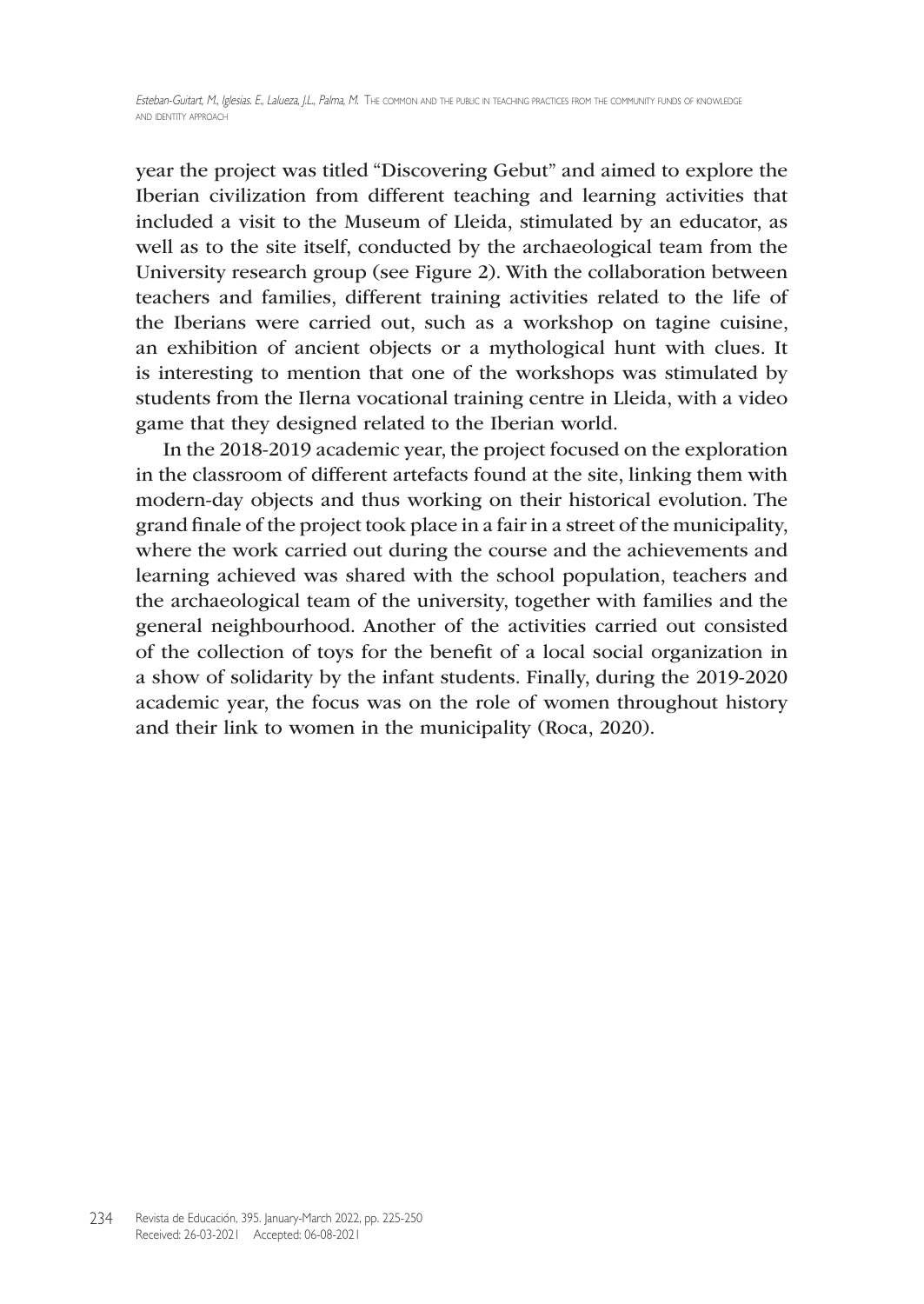year the project was titled "Discovering Gebut" and aimed to explore the Iberian civilization from different teaching and learning activities that included a visit to the Museum of Lleida, stimulated by an educator, as well as to the site itself, conducted by the archaeological team from the University research group (see Figure 2). With the collaboration between teachers and families, different training activities related to the life of the Iberians were carried out, such as a workshop on tagine cuisine, an exhibition of ancient objects or a mythological hunt with clues. It is interesting to mention that one of the workshops was stimulated by students from the Ilerna vocational training centre in Lleida, with a video game that they designed related to the Iberian world.

In the 2018-2019 academic year, the project focused on the exploration in the classroom of different artefacts found at the site, linking them with modern-day objects and thus working on their historical evolution. The grand finale of the project took place in a fair in a street of the municipality, where the work carried out during the course and the achievements and learning achieved was shared with the school population, teachers and the archaeological team of the university, together with families and the general neighbourhood. Another of the activities carried out consisted of the collection of toys for the benefit of a local social organization in a show of solidarity by the infant students. Finally, during the 2019-2020 academic year, the focus was on the role of women throughout history and their link to women in the municipality (Roca, 2020).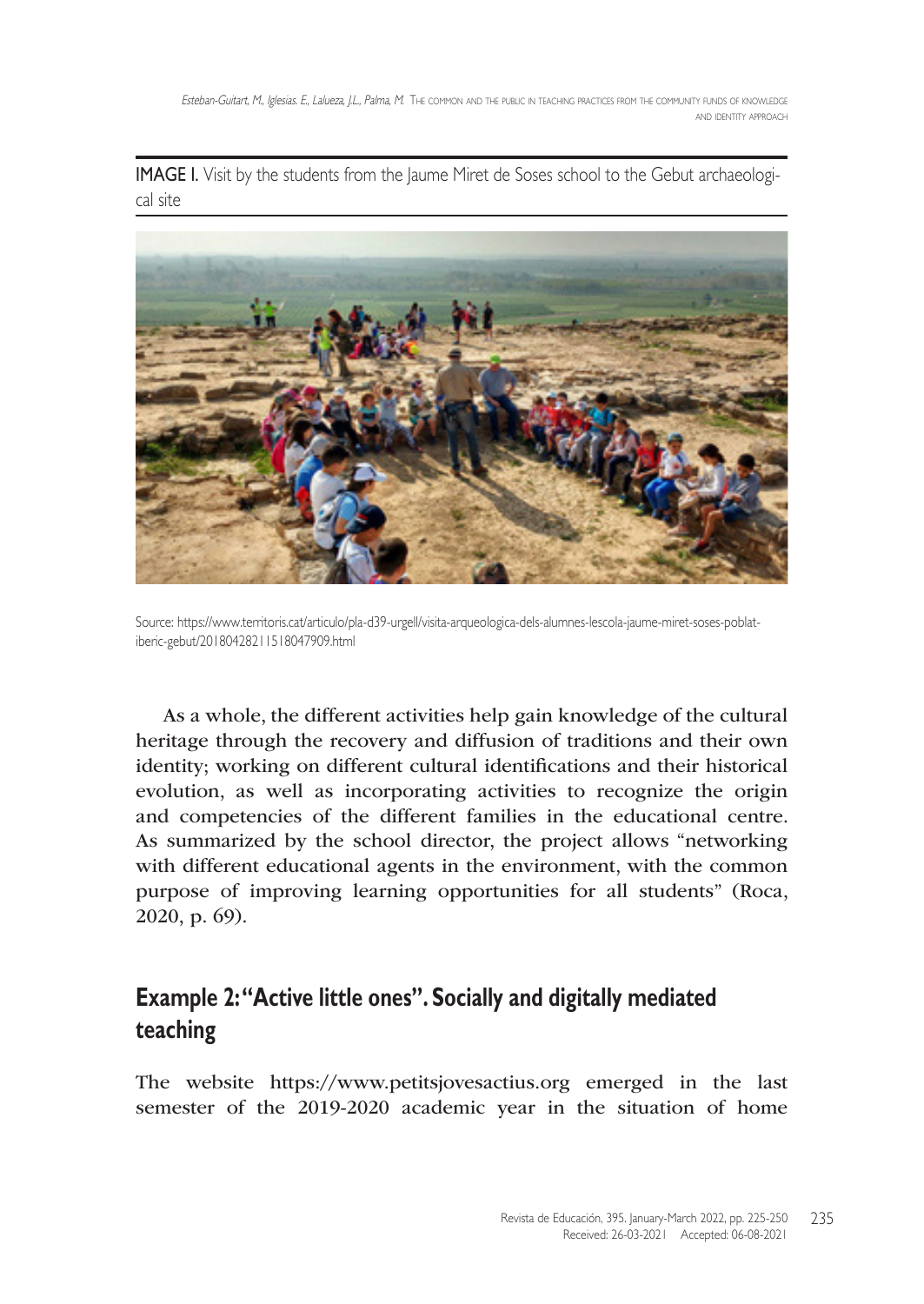**IMAGE I.** Visit by the students from the Jaume Miret de Soses school to the Gebut archaeological site

Source: https://www.territoris.cat/articulo/pla-d39-urgell/visita-arqueologica-dels-alumnes-lescola-jaume-miret-soses-poblat-iberic-gebut/20180428211518047909.html

As a whole, the different activities help gain knowledge of the cultural heritage through the recovery and diffusion of traditions and their own identity; working on different cultural identifications and their historical evolution, as well as incorporating activities to recognize the origin and competencies of the different families in the educational centre. As summarized by the school director, the project allows "networking with different educational agents in the environment, with the common purpose of improving learning opportunities for all students" (Roca, 2020, p. 69).

## Example 2: "Active little ones". Socially and digitally mediated teaching

The website https://www.petitsjovesactius.org emerged in the last semester of the 2019-2020 academic year in the situation of home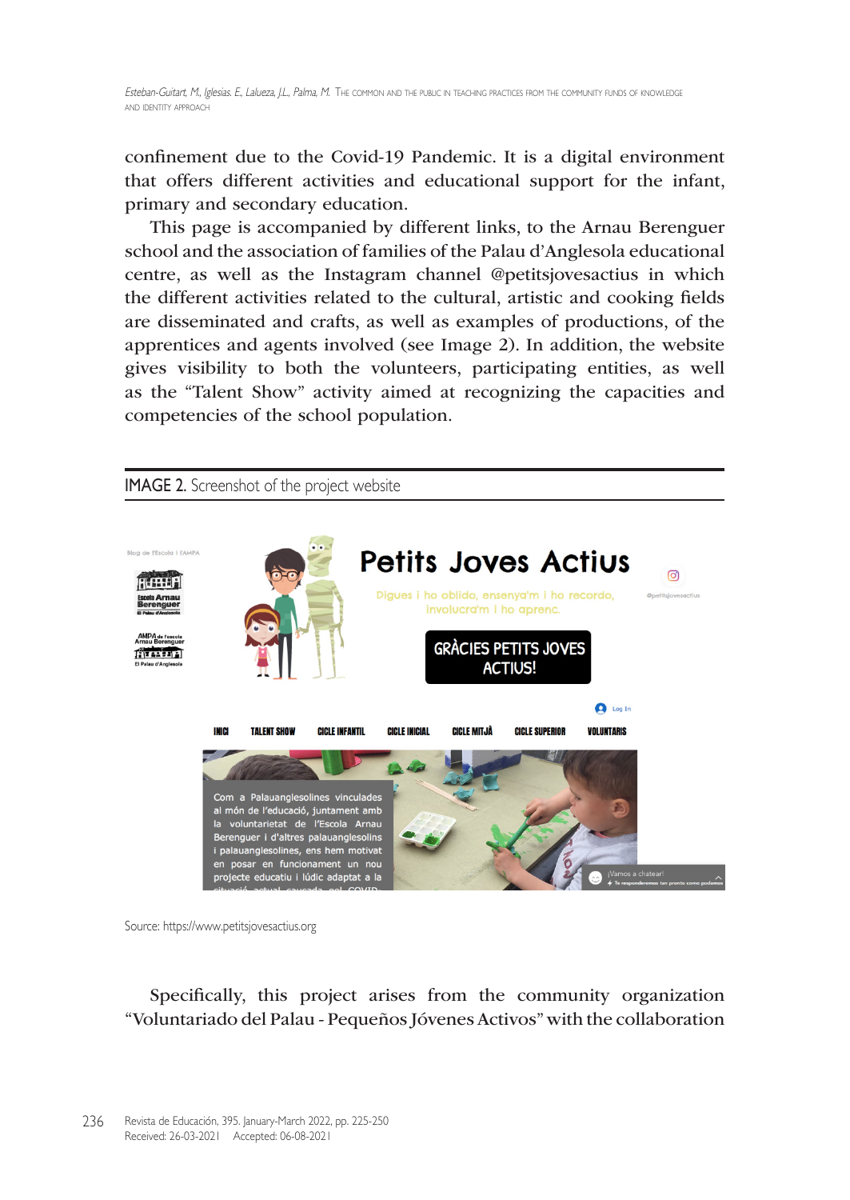confinement due to the Covid-19 Pandemic. It is a digital environment that offers different activities and educational support for the infant, primary and secondary education.

This page is accompanied by different links, to the Arnau Berenguer school and the association of families of the Palau d'Anglesola educational centre, as well as the Instagram channel @petitsjovesactius in which the different activities related to the cultural, artistic and cooking fields are disseminated and crafts, as well as examples of productions, of the apprentices and agents involved (see Image 2). In addition, the website gives visibility to both the volunteers, participating entities, as well as the "Talent Show" activity aimed at recognizing the capacities and competencies of the school population.

IMAGE 2. Screenshot of the project website

Source: https://www.petitsjovesactius.org

Specifically, this project arises from the community organization "Voluntariado del Palau - Pequeños Jóvenes Activos" with the collaboration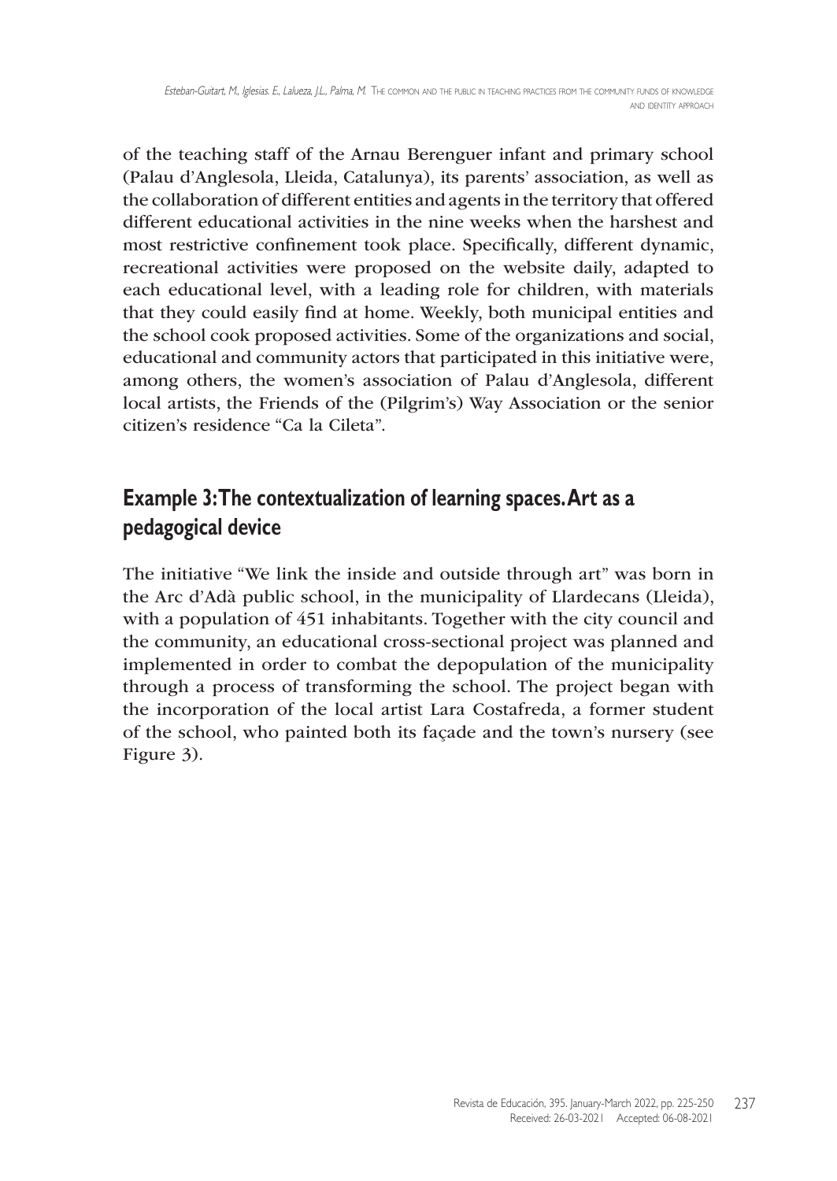of the teaching staff of the Arnau Berenguer infant and primary school (Palau d'Anglesola, Lleida, Catalunya), its parents' association, as well as the collaboration of different entities and agents in the territory that offered different educational activities in the nine weeks when the harshest and most restrictive confinement took place. Specifically, different dynamic, recreational activities were proposed on the website daily, adapted to each educational level, with a leading role for children, with materials that they could easily find at home. Weekly, both municipal entities and the school cook proposed activities. Some of the organizations and social, educational and community actors that participated in this initiative were, among others, the women's association of Palau d'Anglesola, different local artists, the Friends of the (Pilgrim's) Way Association or the senior citizen's residence "Ca la Cileta".

## Example 3: The contextualization of learning spaces. Art as a pedagogical device

The initiative "We link the inside and outside through art" was born in the Arc d'Adà public school, in the municipality of Llardecans (Lleida), with a population of 451 inhabitants. Together with the city council and the community, an educational cross-sectional project was planned and implemented in order to combat the depopulation of the municipality through a process of transforming the school. The project began with the incorporation of the local artist Lara Costafreda, a former student of the school, who painted both its façade and the town's nursery (see Figure 3).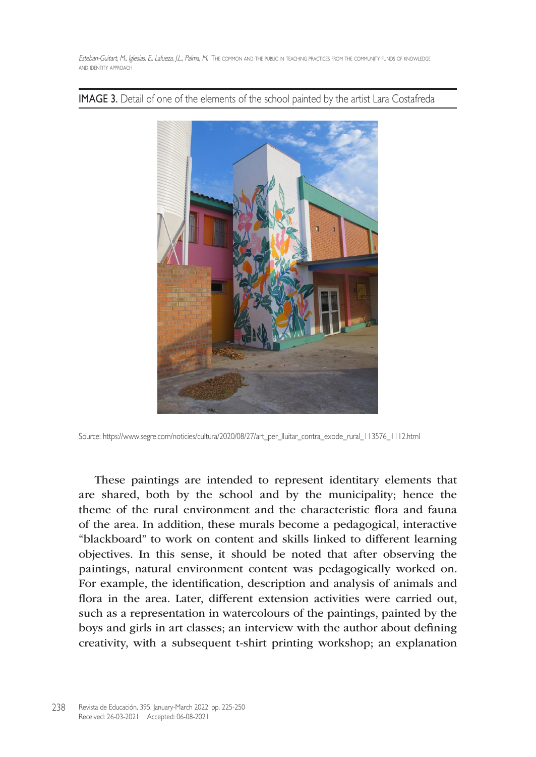**IMAGE 3.** Detail of one of the elements of the school painted by the artist Lara Costafreda

Source: https://www.segre.com/noticies/cultura/2020/08/27/art_per_lluitar_contra_exode_rural_113576_1112.html

These paintings are intended to represent identitary elements that are shared, both by the school and by the municipality; hence the theme of the rural environment and the characteristic flora and fauna of the area. In addition, these murals become a pedagogical, interactive "blackboard" to work on content and skills linked to different learning objectives. In this sense, it should be noted that after observing the paintings, natural environment content was pedagogically worked on. For example, the identification, description and analysis of animals and flora in the area. Later, different extension activities were carried out, such as a representation in watercolours of the paintings, painted by the boys and girls in art classes; an interview with the author about defining creativity, with a subsequent t-shirt printing workshop; an explanation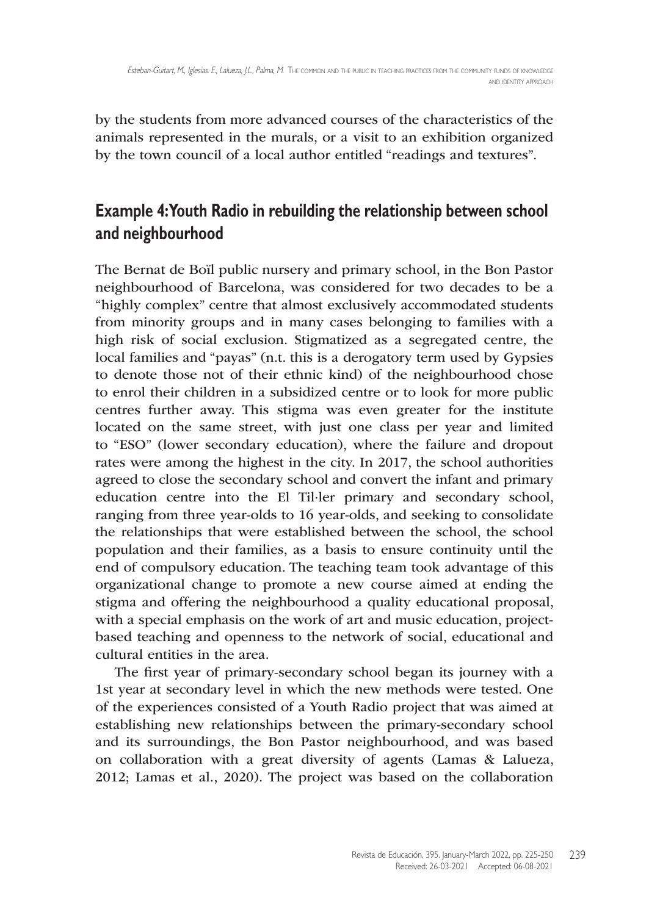by the students from more advanced courses of the characteristics of the animals represented in the murals, or a visit to an exhibition organized by the town council of a local author entitled "readings and textures".

## Example 4: Youth Radio in rebuilding the relationship between school and neighbourhood

The Bernat de Boïl public nursery and primary school, in the Bon Pastor neighbourhood of Barcelona, was considered for two decades to be a "highly complex" centre that almost exclusively accommodated students from minority groups and in many cases belonging to families with a high risk of social exclusion. Stigmatized as a segregated centre, the local families and "payas" (n.t. this is a derogatory term used by Gypsies to denote those not of their ethnic kind) of the neighbourhood chose to enrol their children in a subsidized centre or to look for more public centres further away. This stigma was even greater for the institute located on the same street, with just one class per year and limited to "ESO" (lower secondary education), where the failure and dropout rates were among the highest in the city. In 2017, the school authorities agreed to close the secondary school and convert the infant and primary education centre into the El Til·ler primary and secondary school, ranging from three year-olds to 16 year-olds, and seeking to consolidate the relationships that were established between the school, the school population and their families, as a basis to ensure continuity until the end of compulsory education. The teaching team took advantage of this organizational change to promote a new course aimed at ending the stigma and offering the neighbourhood a quality educational proposal, with a special emphasis on the work of art and music education, project-based teaching and openness to the network of social, educational and cultural entities in the area.

The first year of primary-secondary school began its journey with a 1st year at secondary level in which the new methods were tested. One of the experiences consisted of a Youth Radio project that was aimed at establishing new relationships between the primary-secondary school and its surroundings, the Bon Pastor neighbourhood, and was based on collaboration with a great diversity of agents (Lamas & Lalueza, 2012; Lamas et al., 2020). The project was based on the collaboration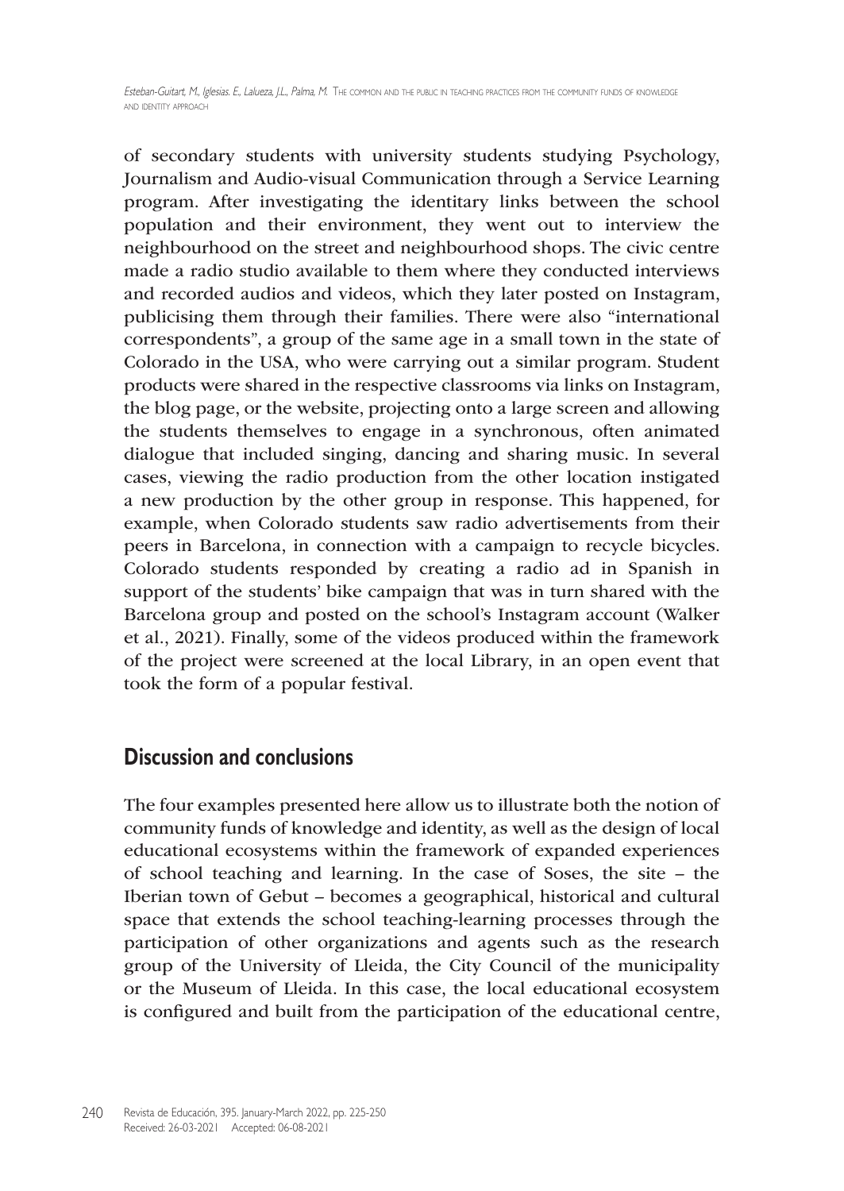of secondary students with university students studying Psychology, Journalism and Audio-visual Communication through a Service Learning program. After investigating the identitary links between the school population and their environment, they went out to interview the neighbourhood on the street and neighbourhood shops. The civic centre made a radio studio available to them where they conducted interviews and recorded audios and videos, which they later posted on Instagram, publicising them through their families. There were also "international correspondents", a group of the same age in a small town in the state of Colorado in the USA, who were carrying out a similar program. Student products were shared in the respective classrooms via links on Instagram, the blog page, or the website, projecting onto a large screen and allowing the students themselves to engage in a synchronous, often animated dialogue that included singing, dancing and sharing music. In several cases, viewing the radio production from the other location instigated a new production by the other group in response. This happened, for example, when Colorado students saw radio advertisements from their peers in Barcelona, in connection with a campaign to recycle bicycles. Colorado students responded by creating a radio ad in Spanish in support of the students' bike campaign that was in turn shared with the Barcelona group and posted on the school's Instagram account (Walker et al., 2021). Finally, some of the videos produced within the framework of the project were screened at the local Library, in an open event that took the form of a popular festival.

## Discussion and conclusions

The four examples presented here allow us to illustrate both the notion of community funds of knowledge and identity, as well as the design of local educational ecosystems within the framework of expanded experiences of school teaching and learning. In the case of Soses, the site – the Iberian town of Gebut – becomes a geographical, historical and cultural space that extends the school teaching-learning processes through the participation of other organizations and agents such as the research group of the University of Lleida, the City Council of the municipality or the Museum of Lleida. In this case, the local educational ecosystem is configured and built from the participation of the educational centre,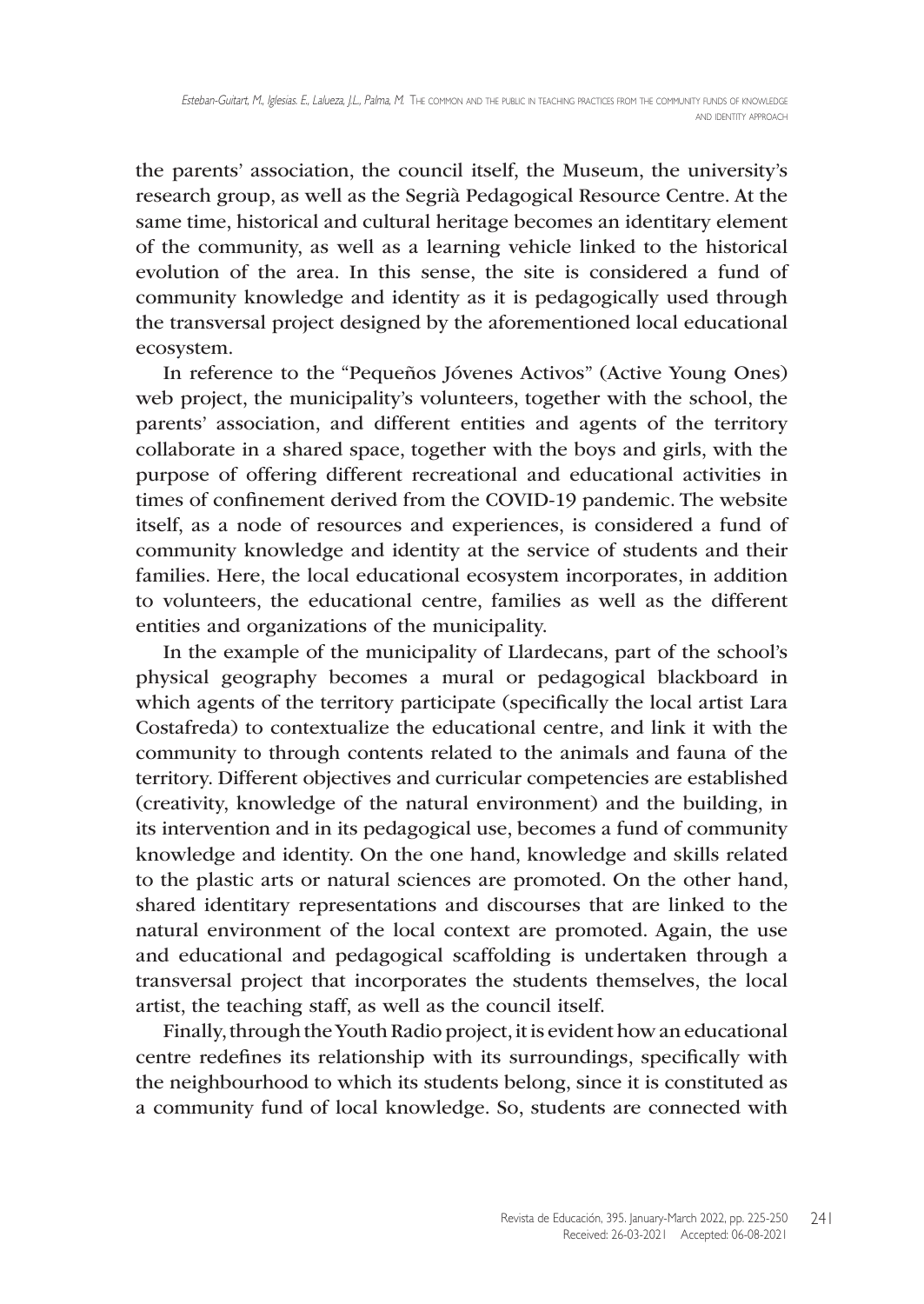the parents' association, the council itself, the Museum, the university's research group, as well as the Segrià Pedagogical Resource Centre. At the same time, historical and cultural heritage becomes an identitary element of the community, as well as a learning vehicle linked to the historical evolution of the area. In this sense, the site is considered a fund of community knowledge and identity as it is pedagogically used through the transversal project designed by the aforementioned local educational ecosystem.

In reference to the "Pequeños Jóvenes Activos" (Active Young Ones) web project, the municipality's volunteers, together with the school, the parents' association, and different entities and agents of the territory collaborate in a shared space, together with the boys and girls, with the purpose of offering different recreational and educational activities in times of confinement derived from the COVID-19 pandemic. The website itself, as a node of resources and experiences, is considered a fund of community knowledge and identity at the service of students and their families. Here, the local educational ecosystem incorporates, in addition to volunteers, the educational centre, families as well as the different entities and organizations of the municipality.

In the example of the municipality of Llardecans, part of the school's physical geography becomes a mural or pedagogical blackboard in which agents of the territory participate (specifically the local artist Lara Costafreda) to contextualize the educational centre, and link it with the community to through contents related to the animals and fauna of the territory. Different objectives and curricular competencies are established (creativity, knowledge of the natural environment) and the building, in its intervention and in its pedagogical use, becomes a fund of community knowledge and identity. On the one hand, knowledge and skills related to the plastic arts or natural sciences are promoted. On the other hand, shared identitary representations and discourses that are linked to the natural environment of the local context are promoted. Again, the use and educational and pedagogical scaffolding is undertaken through a transversal project that incorporates the students themselves, the local artist, the teaching staff, as well as the council itself.

Finally, through the Youth Radio project, it is evident how an educational centre redefines its relationship with its surroundings, specifically with the neighbourhood to which its students belong, since it is constituted as a community fund of local knowledge. So, students are connected with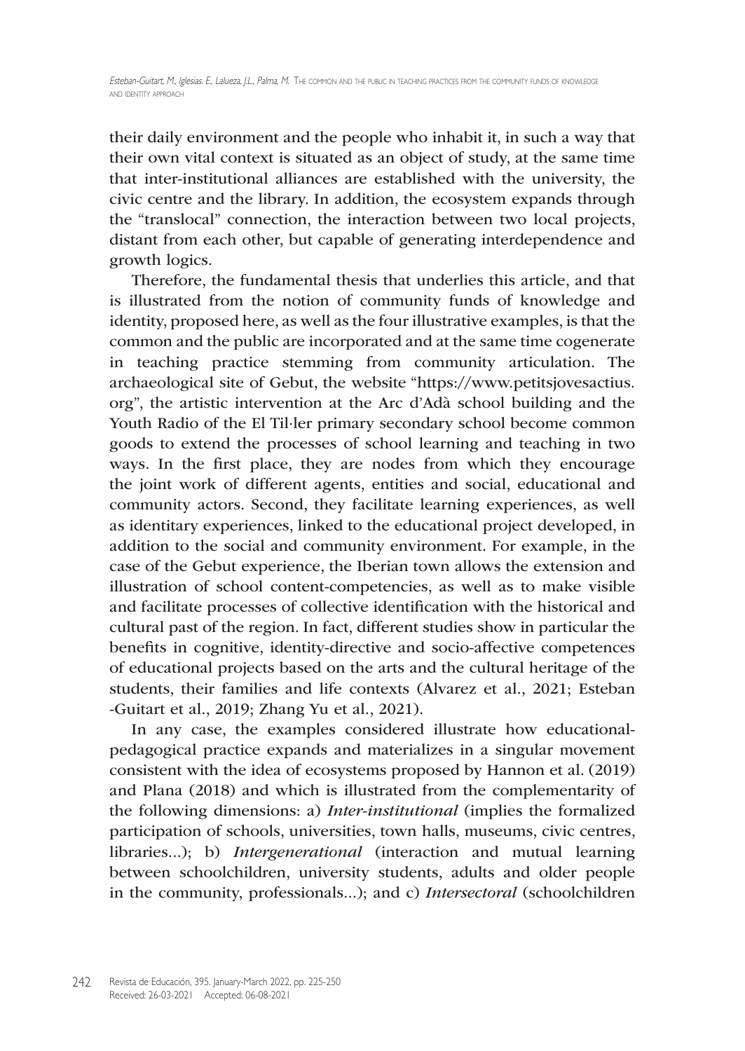their daily environment and the people who inhabit it, in such a way that their own vital context is situated as an object of study, at the same time that inter-institutional alliances are established with the university, the civic centre and the library. In addition, the ecosystem expands through the "translocal" connection, the interaction between two local projects, distant from each other, but capable of generating interdependence and growth logics.

Therefore, the fundamental thesis that underlies this article, and that is illustrated from the notion of community funds of knowledge and identity, proposed here, as well as the four illustrative examples, is that the common and the public are incorporated and at the same time cogenerate in teaching practice stemming from community articulation. The archaeological site of Gebut, the website "https://www.petitsjovesactius.org", the artistic intervention at the Arc d'Adà school building and the Youth Radio of the El Til·ler primary secondary school become common goods to extend the processes of school learning and teaching in two ways. In the first place, they are nodes from which they encourage the joint work of different agents, entities and social, educational and community actors. Second, they facilitate learning experiences, as well as identitary experiences, linked to the educational project developed, in addition to the social and community environment. For example, in the case of the Gebut experience, the Iberian town allows the extension and illustration of school content-competencies, as well as to make visible and facilitate processes of collective identification with the historical and cultural past of the region. In fact, different studies show in particular the benefits in cognitive, identity-directive and socio-affective competences of educational projects based on the arts and the cultural heritage of the students, their families and life contexts (Alvarez et al., 2021; Esteban -Guitart et al., 2019; Zhang Yu et al., 2021).

In any case, the examples considered illustrate how educational-pedagogical practice expands and materializes in a singular movement consistent with the idea of ecosystems proposed by Hannon et al. (2019) and Plana (2018) and which is illustrated from the complementarity of the following dimensions: a) *Inter-institutional* (implies the formalized participation of schools, universities, town halls, museums, civic centres, libraries...); b) *Intergenerational* (interaction and mutual learning between schoolchildren, university students, adults and older people in the community, professionals...); and c) *Intersectoral* (schoolchildren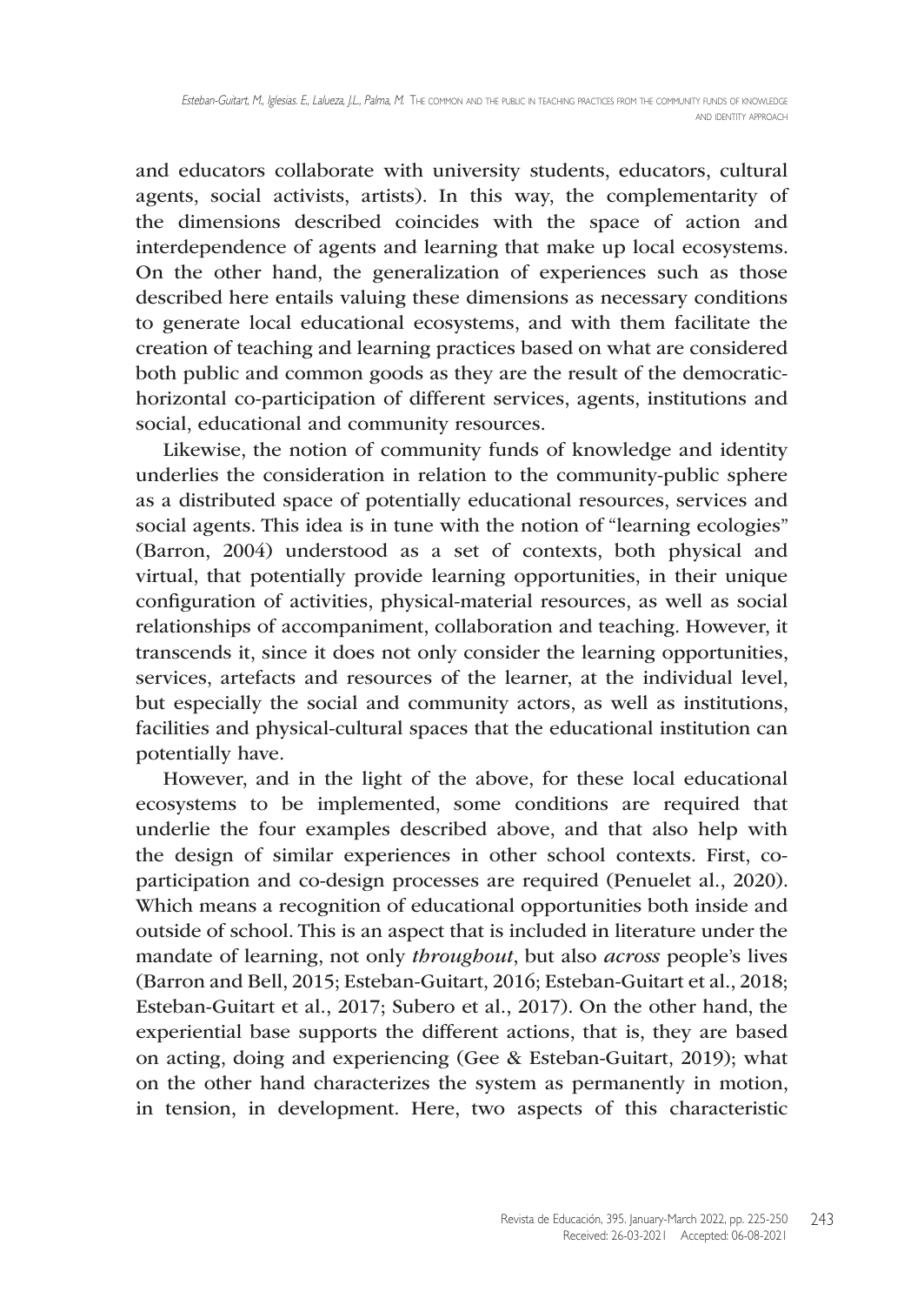and educators collaborate with university students, educators, cultural agents, social activists, artists). In this way, the complementarity of the dimensions described coincides with the space of action and interdependence of agents and learning that make up local ecosystems. On the other hand, the generalization of experiences such as those described here entails valuing these dimensions as necessary conditions to generate local educational ecosystems, and with them facilitate the creation of teaching and learning practices based on what are considered both public and common goods as they are the result of the democratic-horizontal co-participation of different services, agents, institutions and social, educational and community resources.

Likewise, the notion of community funds of knowledge and identity underlies the consideration in relation to the community-public sphere as a distributed space of potentially educational resources, services and social agents. This idea is in tune with the notion of "learning ecologies" (Barron, 2004) understood as a set of contexts, both physical and virtual, that potentially provide learning opportunities, in their unique configuration of activities, physical-material resources, as well as social relationships of accompaniment, collaboration and teaching. However, it transcends it, since it does not only consider the learning opportunities, services, artefacts and resources of the learner, at the individual level, but especially the social and community actors, as well as institutions, facilities and physical-cultural spaces that the educational institution can potentially have.

However, and in the light of the above, for these local educational ecosystems to be implemented, some conditions are required that underlie the four examples described above, and that also help with the design of similar experiences in other school contexts. First, co-participation and co-design processes are required (Penuelet al., 2020). Which means a recognition of educational opportunities both inside and outside of school. This is an aspect that is included in literature under the mandate of learning, not only *throughout*, but also *across* people's lives (Barron and Bell, 2015; Esteban-Guitart, 2016; Esteban-Guitart et al., 2018; Esteban-Guitart et al., 2017; Subero et al., 2017). On the other hand, the experiential base supports the different actions, that is, they are based on acting, doing and experiencing (Gee & Esteban-Guitart, 2019); what on the other hand characterizes the system as permanently in motion, in tension, in development. Here, two aspects of this characteristic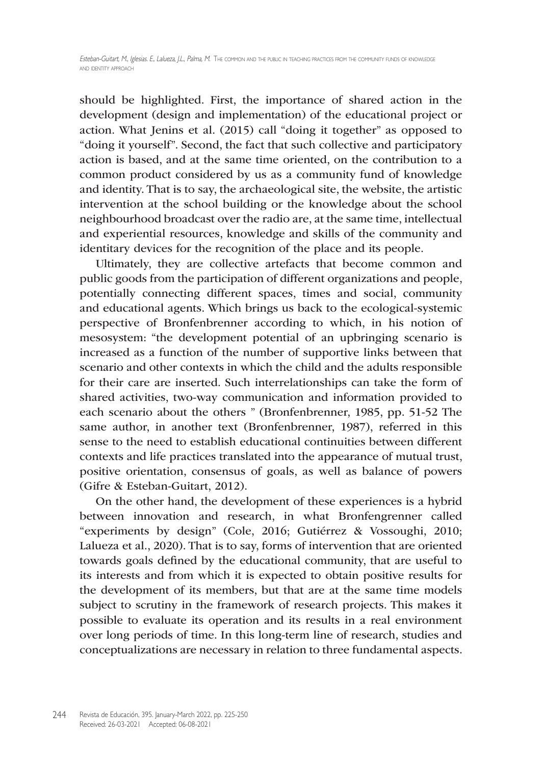should be highlighted. First, the importance of shared action in the development (design and implementation) of the educational project or action. What Jenins et al. (2015) call "doing it together" as opposed to "doing it yourself". Second, the fact that such collective and participatory action is based, and at the same time oriented, on the contribution to a common product considered by us as a community fund of knowledge and identity. That is to say, the archaeological site, the website, the artistic intervention at the school building or the knowledge about the school neighbourhood broadcast over the radio are, at the same time, intellectual and experiential resources, knowledge and skills of the community and identitary devices for the recognition of the place and its people.

Ultimately, they are collective artefacts that become common and public goods from the participation of different organizations and people, potentially connecting different spaces, times and social, community and educational agents. Which brings us back to the ecological-systemic perspective of Bronfenbrenner according to which, in his notion of mesosystem: "the development potential of an upbringing scenario is increased as a function of the number of supportive links between that scenario and other contexts in which the child and the adults responsible for their care are inserted. Such interrelationships can take the form of shared activities, two-way communication and information provided to each scenario about the others " (Bronfenbrenner, 1985, pp. 51-52 The same author, in another text (Bronfenbrenner, 1987), referred in this sense to the need to establish educational continuities between different contexts and life practices translated into the appearance of mutual trust, positive orientation, consensus of goals, as well as balance of powers (Gifre & Esteban-Guitart, 2012).

On the other hand, the development of these experiences is a hybrid between innovation and research, in what Bronfengrenner called "experiments by design" (Cole, 2016; Gutiérrez & Vossoughi, 2010; Lalueza et al., 2020). That is to say, forms of intervention that are oriented towards goals defined by the educational community, that are useful to its interests and from which it is expected to obtain positive results for the development of its members, but that are at the same time models subject to scrutiny in the framework of research projects. This makes it possible to evaluate its operation and its results in a real environment over long periods of time. In this long-term line of research, studies and conceptualizations are necessary in relation to three fundamental aspects.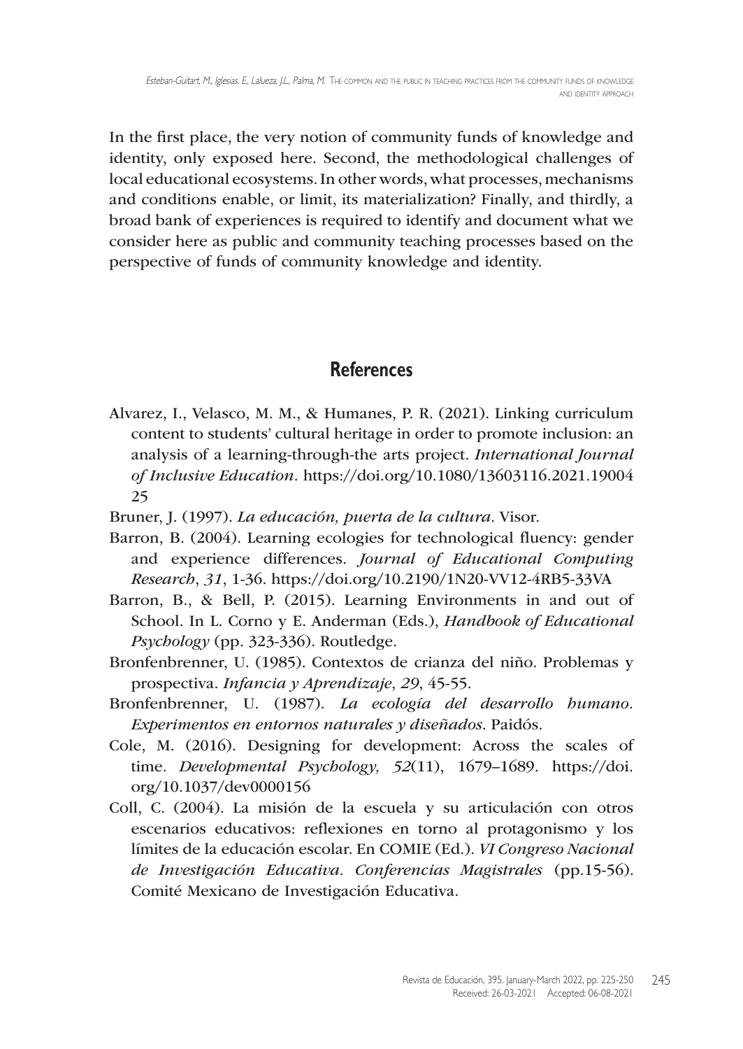In the first place, the very notion of community funds of knowledge and identity, only exposed here. Second, the methodological challenges of local educational ecosystems. In other words, what processes, mechanisms and conditions enable, or limit, its materialization? Finally, and thirdly, a broad bank of experiences is required to identify and document what we consider here as public and community teaching processes based on the perspective of funds of community knowledge and identity.

## References

Alvarez, I., Velasco, M. M., & Humanes, P. R. (2021). Linking curriculum content to students' cultural heritage in order to promote inclusion: an analysis of a learning-through-the arts project. *International Journal of Inclusive Education*. https://doi.org/10.1080/13603116.2021.1900425

Bruner, J. (1997). *La educación, puerta de la cultura*. Visor.

Barron, B. (2004). Learning ecologies for technological fluency: gender and experience differences. *Journal of Educational Computing Research*, *31*, 1-36. https://doi.org/10.2190/1N20-VV12-4RB5-33VA

Barron, B., & Bell, P. (2015). Learning Environments in and out of School. In L. Corno y E. Anderman (Eds.), *Handbook of Educational Psychology* (pp. 323-336). Routledge.

Bronfenbrenner, U. (1985). Contextos de crianza del niño. Problemas y prospectiva. *Infancia y Aprendizaje*, *29*, 45-55.

Bronfenbrenner, U. (1987). *La ecología del desarrollo humano. Experimentos en entornos naturales y diseñados*. Paidós.

Cole, M. (2016). Designing for development: Across the scales of time. *Developmental Psychology, 52*(11), 1679–1689. https://doi.org/10.1037/dev0000156

Coll, C. (2004). La misión de la escuela y su articulación con otros escenarios educativos: reflexiones en torno al protagonismo y los límites de la educación escolar. En COMIE (Ed.). *VI Congreso Nacional de Investigación Educativa. Conferencias Magistrales* (pp.15-56). Comité Mexicano de Investigación Educativa.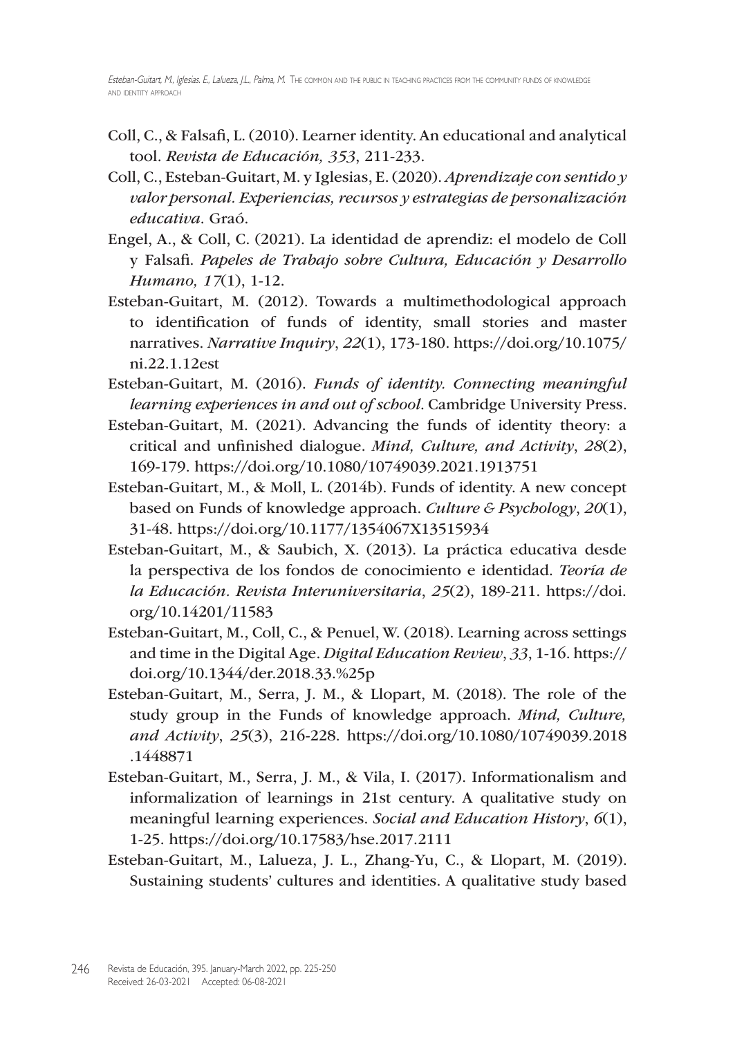Coll, C., & Falsafi, L. (2010). Learner identity. An educational and analytical tool. *Revista de Educación, 353*, 211-233.

Coll, C., Esteban-Guitart, M. y Iglesias, E. (2020). *Aprendizaje con sentido y valor personal. Experiencias, recursos y estrategias de personalización educativa*. Graó.

Engel, A., & Coll, C. (2021). La identidad de aprendiz: el modelo de Coll y Falsafi. *Papeles de Trabajo sobre Cultura, Educación y Desarrollo Humano, 17*(1), 1-12.

Esteban-Guitart, M. (2012). Towards a multimethodological approach to identification of funds of identity, small stories and master narratives. *Narrative Inquiry*, *22*(1), 173-180. https://doi.org/10.1075/ni.22.1.12est

Esteban-Guitart, M. (2016). *Funds of identity. Connecting meaningful learning experiences in and out of school*. Cambridge University Press.

Esteban-Guitart, M. (2021). Advancing the funds of identity theory: a critical and unfinished dialogue. *Mind, Culture, and Activity*, *28*(2), 169-179. https://doi.org/10.1080/10749039.2021.1913751

Esteban-Guitart, M., & Moll, L. (2014b). Funds of identity. A new concept based on Funds of knowledge approach. *Culture & Psychology*, *20*(1), 31-48. https://doi.org/10.1177/1354067X13515934

Esteban-Guitart, M., & Saubich, X. (2013). La práctica educativa desde la perspectiva de los fondos de conocimiento e identidad. *Teoría de la Educación. Revista Interuniversitaria*, *25*(2), 189-211. https://doi.org/10.14201/11583

Esteban-Guitart, M., Coll, C., & Penuel, W. (2018). Learning across settings and time in the Digital Age. *Digital Education Review*, *33*, 1-16. https://doi.org/10.1344/der.2018.33.%25p

Esteban-Guitart, M., Serra, J. M., & Llopart, M. (2018). The role of the study group in the Funds of knowledge approach. *Mind, Culture, and Activity*, *25*(3), 216-228. https://doi.org/10.1080/10749039.2018.1448871

Esteban-Guitart, M., Serra, J. M., & Vila, I. (2017). Informationalism and informalization of learnings in 21st century. A qualitative study on meaningful learning experiences. *Social and Education History*, *6*(1), 1-25. https://doi.org/10.17583/hse.2017.2111

Esteban-Guitart, M., Lalueza, J. L., Zhang-Yu, C., & Llopart, M. (2019). Sustaining students' cultures and identities. A qualitative study based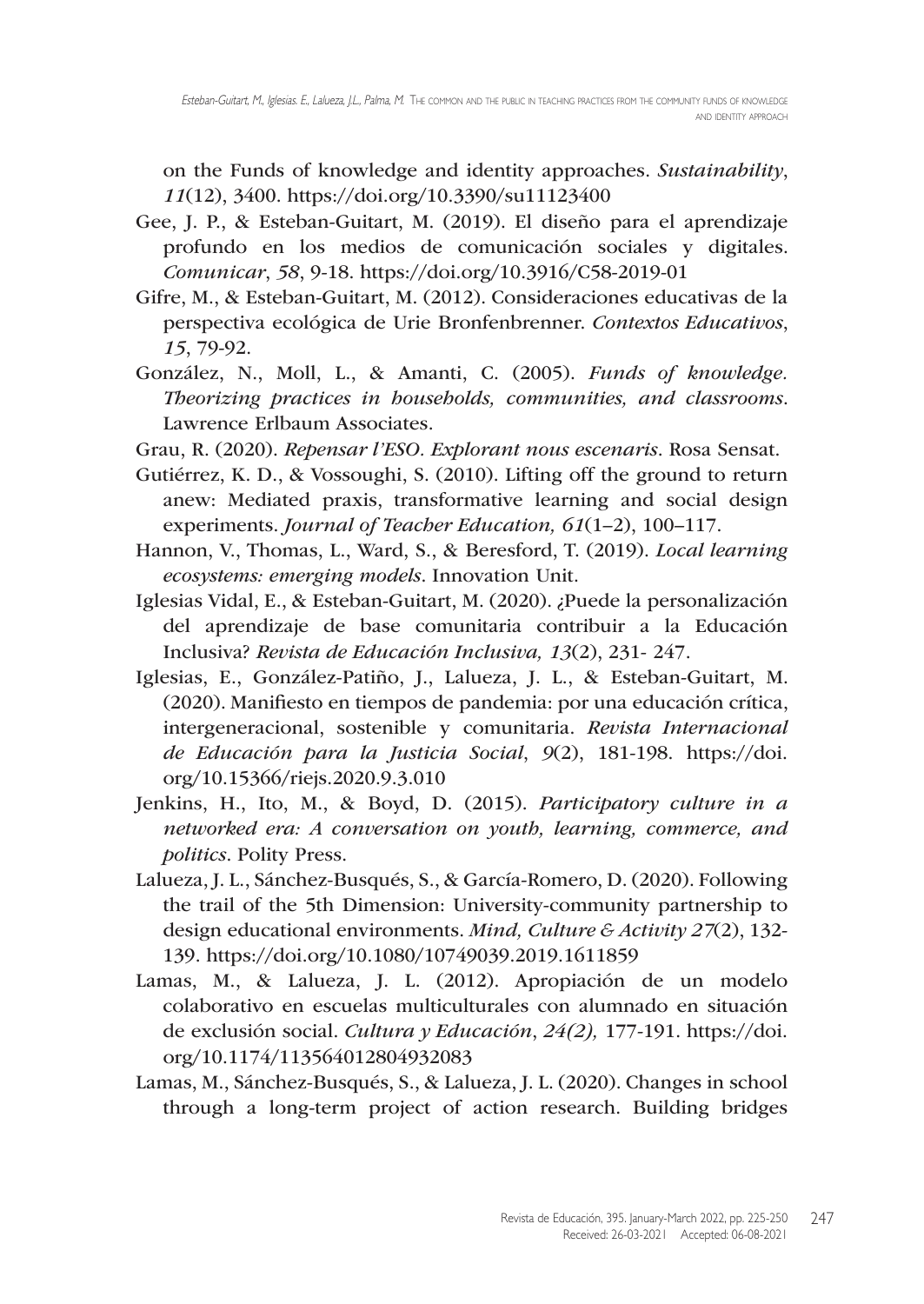on the Funds of knowledge and identity approaches. *Sustainability*, *11*(12), 3400. https://doi.org/10.3390/su11123400

Gee, J. P., & Esteban-Guitart, M. (2019). El diseño para el aprendizaje profundo en los medios de comunicación sociales y digitales. *Comunicar*, *58*, 9-18. https://doi.org/10.3916/C58-2019-01

Gifre, M., & Esteban-Guitart, M. (2012). Consideraciones educativas de la perspectiva ecológica de Urie Bronfenbrenner. *Contextos Educativos*, *15*, 79-92.

González, N., Moll, L., & Amanti, C. (2005). *Funds of knowledge. Theorizing practices in households, communities, and classrooms*. Lawrence Erlbaum Associates.

Grau, R. (2020). *Repensar l'ESO. Explorant nous escenaris*. Rosa Sensat.

Gutiérrez, K. D., & Vossoughi, S. (2010). Lifting off the ground to return anew: Mediated praxis, transformative learning and social design experiments. *Journal of Teacher Education, 61*(1–2), 100–117.

Hannon, V., Thomas, L., Ward, S., & Beresford, T. (2019). *Local learning ecosystems: emerging models*. Innovation Unit.

Iglesias Vidal, E., & Esteban-Guitart, M. (2020). ¿Puede la personalización del aprendizaje de base comunitaria contribuir a la Educación Inclusiva? *Revista de Educación Inclusiva, 13*(2), 231- 247.

Iglesias, E., González-Patiño, J., Lalueza, J. L., & Esteban-Guitart, M. (2020). Manifiesto en tiempos de pandemia: por una educación crítica, intergeneracional, sostenible y comunitaria. *Revista Internacional de Educación para la Justicia Social*, *9*(2), 181-198. https://doi.org/10.15366/riejs.2020.9.3.010

Jenkins, H., Ito, M., & Boyd, D. (2015). *Participatory culture in a networked era: A conversation on youth, learning, commerce, and politics*. Polity Press.

Lalueza, J. L., Sánchez-Busqués, S., & García-Romero, D. (2020). Following the trail of the 5th Dimension: University-community partnership to design educational environments. *Mind, Culture & Activity 27*(2), 132-139. https://doi.org/10.1080/10749039.2019.1611859

Lamas, M., & Lalueza, J. L. (2012). Apropiación de un modelo colaborativo en escuelas multiculturales con alumnado en situación de exclusión social. *Cultura y Educación*, *24(2),* 177-191. https://doi.org/10.1174/113564012804932083

Lamas, M., Sánchez-Busqués, S., & Lalueza, J. L. (2020). Changes in school through a long-term project of action research. Building bridges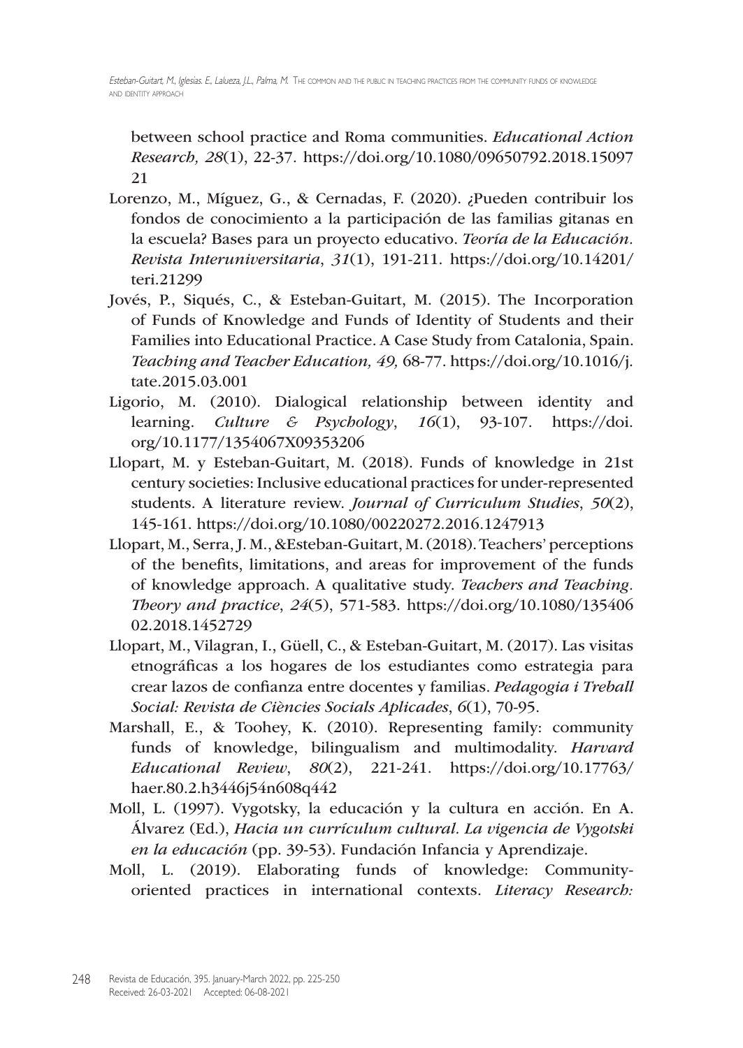between school practice and Roma communities. *Educational Action Research, 28*(1), 22-37. https://doi.org/10.1080/09650792.2018.1509721

Lorenzo, M., Míguez, G., & Cernadas, F. (2020). ¿Pueden contribuir los fondos de conocimiento a la participación de las familias gitanas en la escuela? Bases para un proyecto educativo. *Teoría de la Educación. Revista Interuniversitaria*, *31*(1), 191-211. https://doi.org/10.14201/teri.21299

Jovés, P., Siqués, C., & Esteban-Guitart, M. (2015). The Incorporation of Funds of Knowledge and Funds of Identity of Students and their Families into Educational Practice. A Case Study from Catalonia, Spain. *Teaching and Teacher Education, 49,* 68-77. https://doi.org/10.1016/j.tate.2015.03.001

Ligorio, M. (2010). Dialogical relationship between identity and learning. *Culture & Psychology*, *16*(1), 93-107. https://doi.org/10.1177/1354067X09353206

Llopart, M. y Esteban-Guitart, M. (2018). Funds of knowledge in 21st century societies: Inclusive educational practices for under-represented students. A literature review. *Journal of Curriculum Studies*, *50*(2), 145-161. https://doi.org/10.1080/00220272.2016.1247913

Llopart, M., Serra, J. M., &Esteban-Guitart, M. (2018). Teachers' perceptions of the benefits, limitations, and areas for improvement of the funds of knowledge approach. A qualitative study. *Teachers and Teaching. Theory and practice*, *24*(5), 571-583. https://doi.org/10.1080/13540602.2018.1452729

Llopart, M., Vilagran, I., Güell, C., & Esteban-Guitart, M. (2017). Las visitas etnográficas a los hogares de los estudiantes como estrategia para crear lazos de confianza entre docentes y familias. *Pedagogia i Treball Social: Revista de Ciències Socials Aplicades*, *6*(1), 70-95.

Marshall, E., & Toohey, K. (2010). Representing family: community funds of knowledge, bilingualism and multimodality. *Harvard Educational Review*, *80*(2), 221-241. https://doi.org/10.17763/haer.80.2.h3446j54n608q442

Moll, L. (1997). Vygotsky, la educación y la cultura en acción. En A. Álvarez (Ed.), *Hacia un currículum cultural. La vigencia de Vygotski en la educación* (pp. 39-53). Fundación Infancia y Aprendizaje.

Moll, L. (2019). Elaborating funds of knowledge: Community-oriented practices in international contexts. *Literacy Research:*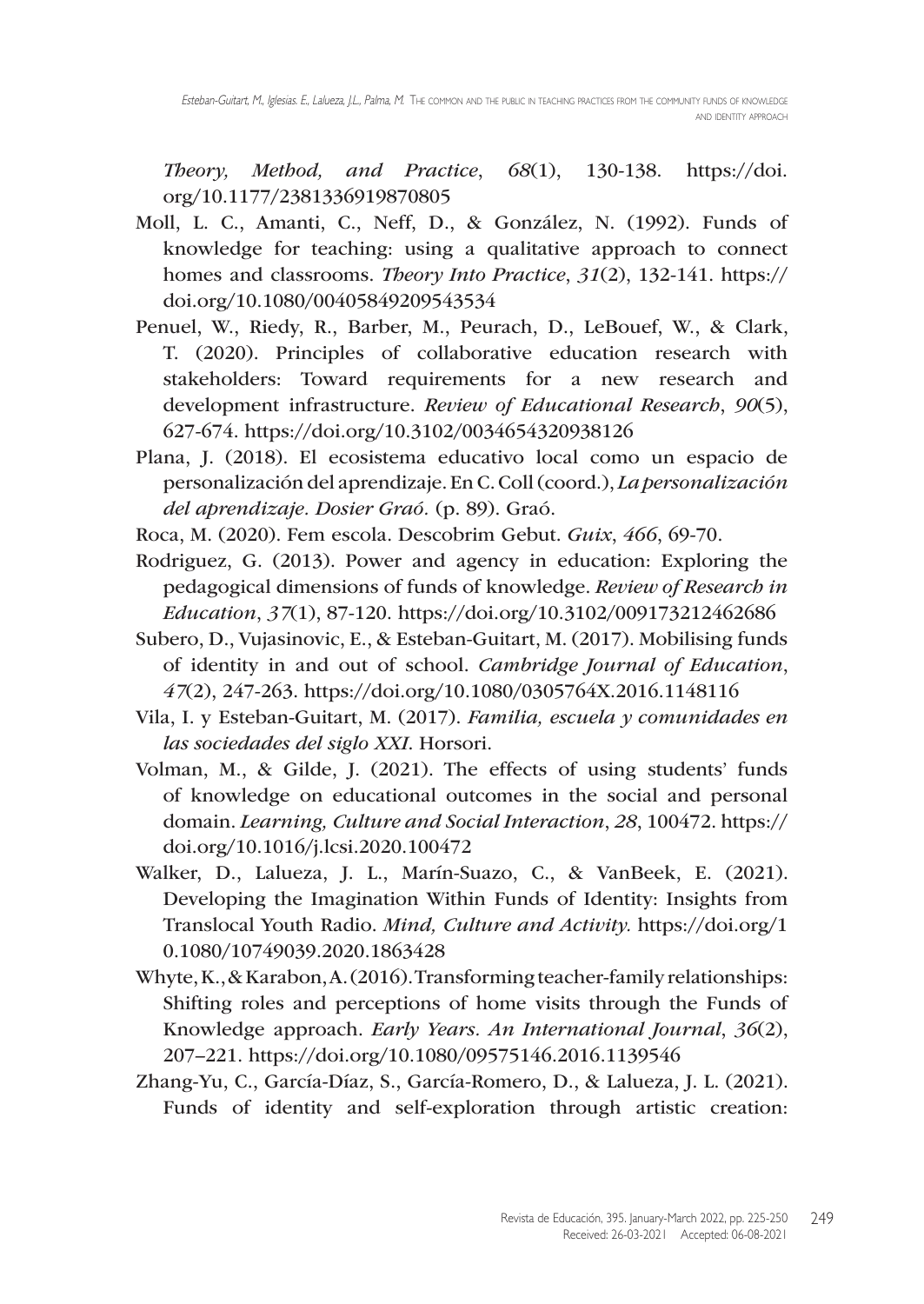*Theory, Method, and Practice*, *68*(1), 130-138. https://doi.org/10.1177/2381336919870805

Moll, L. C., Amanti, C., Neff, D., & González, N. (1992). Funds of knowledge for teaching: using a qualitative approach to connect homes and classrooms. *Theory Into Practice*, *31*(2), 132-141. https://doi.org/10.1080/00405849209543534

Penuel, W., Riedy, R., Barber, M., Peurach, D., LeBouef, W., & Clark, T. (2020). Principles of collaborative education research with stakeholders: Toward requirements for a new research and development infrastructure. *Review of Educational Research*, *90*(5), 627-674. https://doi.org/10.3102/0034654320938126

Plana, J. (2018). El ecosistema educativo local como un espacio de personalización del aprendizaje. En C. Coll (coord.), *La personalización del aprendizaje. Dosier Graó*. (p. 89). Graó.

Roca, M. (2020). Fem escola. Descobrim Gebut. *Guix*, *466*, 69-70.

Rodriguez, G. (2013). Power and agency in education: Exploring the pedagogical dimensions of funds of knowledge. *Review of Research in Education*, *37*(1), 87-120. https://doi.org/10.3102/0091732X12462686

Subero, D., Vujasinovic, E., & Esteban-Guitart, M. (2017). Mobilising funds of identity in and out of school. *Cambridge Journal of Education*, *47*(2), 247-263. https://doi.org/10.1080/0305764X.2016.1148116

Vila, I. y Esteban-Guitart, M. (2017). *Familia, escuela y comunidades en las sociedades del siglo XXI*. Horsori.

Volman, M., & Gilde, J. (2021). The effects of using students' funds of knowledge on educational outcomes in the social and personal domain. *Learning, Culture and Social Interaction*, *28*, 100472. https://doi.org/10.1016/j.lcsi.2020.100472

Walker, D., Lalueza, J. L., Marín-Suazo, C., & VanBeek, E. (2021). Developing the Imagination Within Funds of Identity: Insights from Translocal Youth Radio. *Mind, Culture and Activity*. https://doi.org/10.1080/10749039.2020.1863428

Whyte, K., & Karabon, A. (2016). Transforming teacher-family relationships: Shifting roles and perceptions of home visits through the Funds of Knowledge approach. *Early Years. An International Journal*, *36*(2), 207–221. https://doi.org/10.1080/09575146.2016.1139546

Zhang-Yu, C., García-Díaz, S., García-Romero, D., & Lalueza, J. L. (2021). Funds of identity and self-exploration through artistic creation: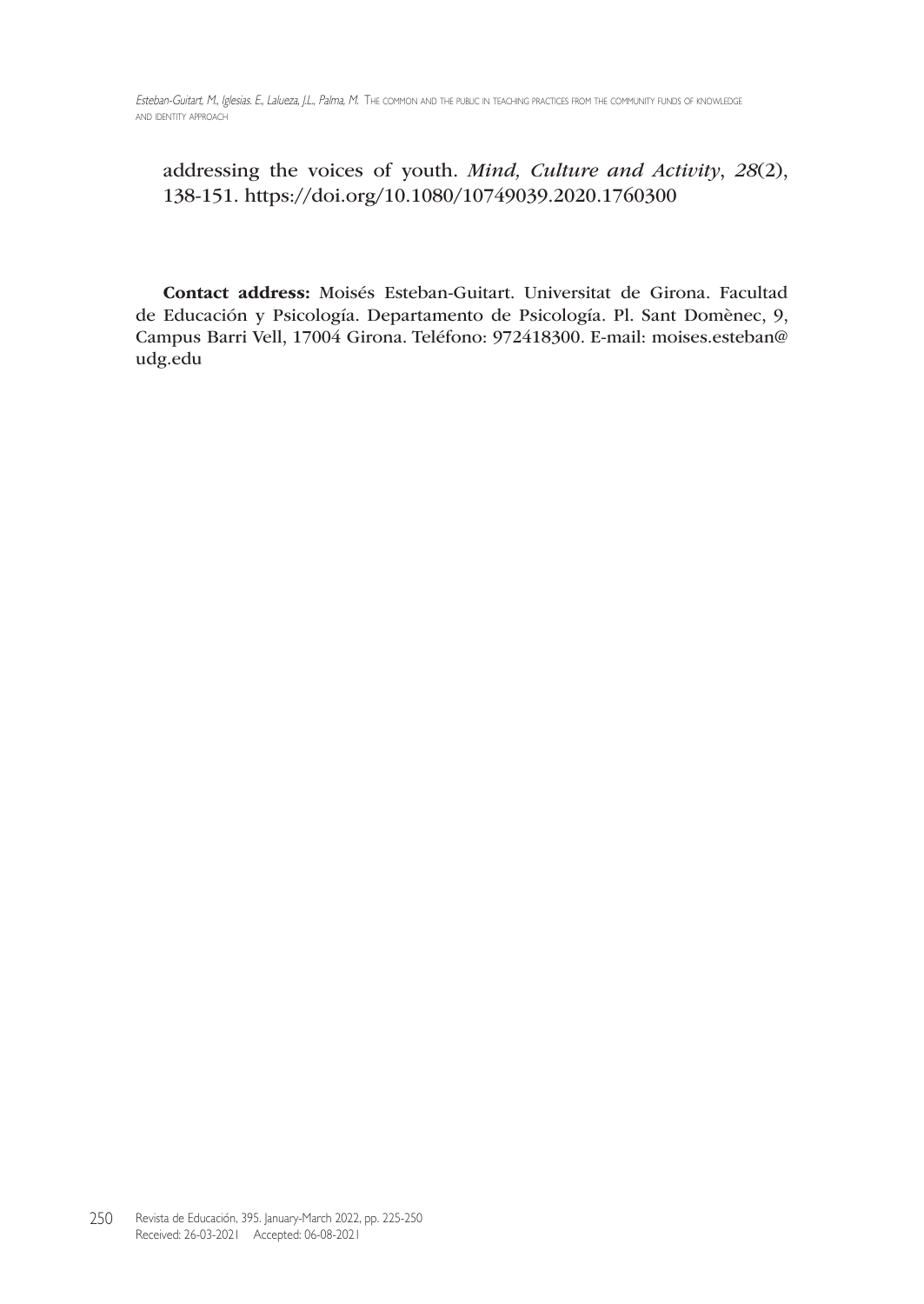addressing the voices of youth. *Mind, Culture and Activity*, *28*(2), 138-151. https://doi.org/10.1080/10749039.2020.1760300

**Contact address:** Moisés Esteban-Guitart. Universitat de Girona. Facultad de Educación y Psicología. Departamento de Psicología. Pl. Sant Domènec, 9, Campus Barri Vell, 17004 Girona. Teléfono: 972418300. E-mail: moises.esteban@udg.edu

Received: 26-03-2021 Accepted: 06-08-2021